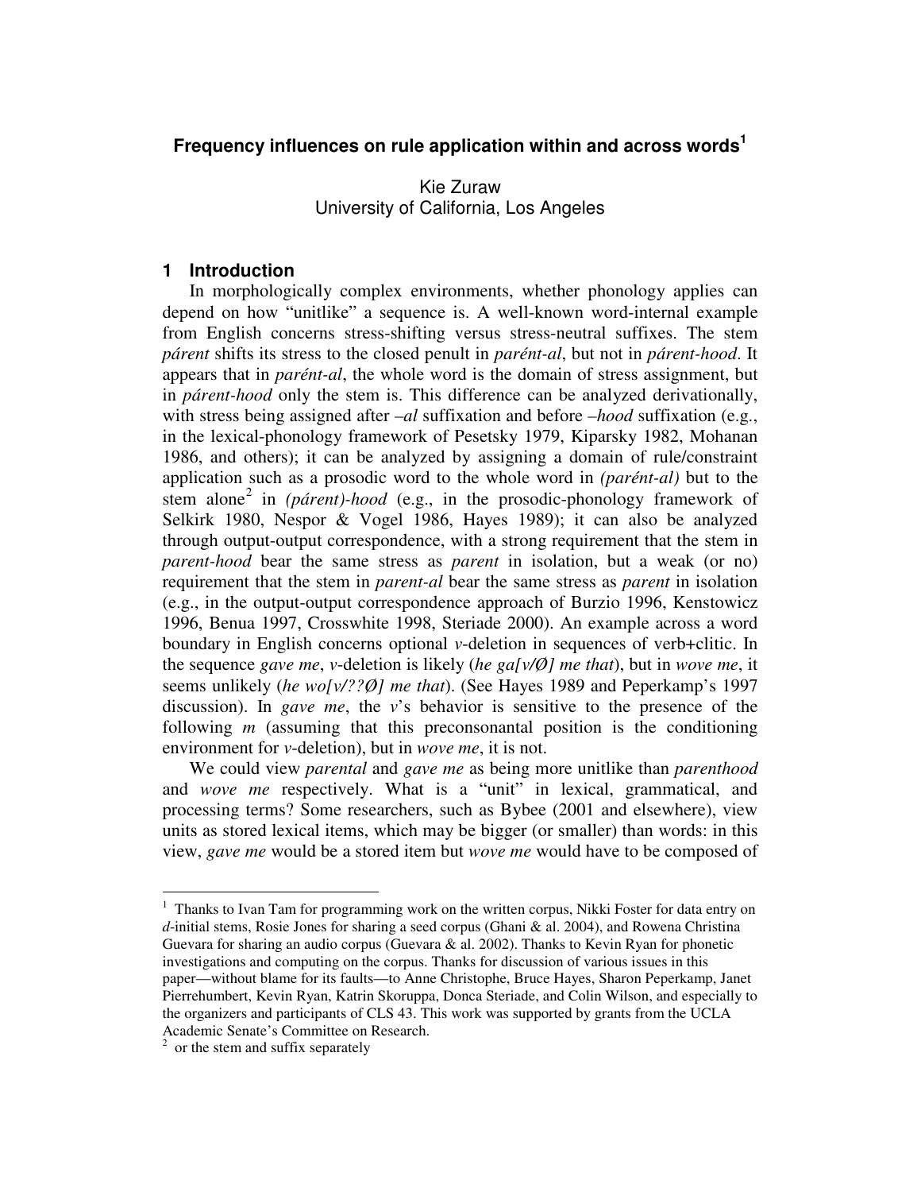# Frequency influences on rule application within and across words[1]

Kie Zuraw
University of California, Los Angeles

## 1 Introduction

In morphologically complex environments, whether phonology applies can depend on how "unitlike" a sequence is. A well-known word-internal example from English concerns stress-shifting versus stress-neutral suffixes. The stem *párent* shifts its stress to the closed penult in *parént-al*, but not in *párent-hood*. It appears that in *parént-al*, the whole word is the domain of stress assignment, but in *párent-hood* only the stem is. This difference can be analyzed derivationally, with stress being assigned after *–al* suffixation and before *–hood* suffixation (e.g., in the lexical-phonology framework of Pesetsky 1979, Kiparsky 1982, Mohanan 1986, and others); it can be analyzed by assigning a domain of rule/constraint application such as a prosodic word to the whole word in *(parént-al)* but to the stem alone[2] in *(párent)-hood* (e.g., in the prosodic-phonology framework of Selkirk 1980, Nespor & Vogel 1986, Hayes 1989); it can also be analyzed through output-output correspondence, with a strong requirement that the stem in *parent-hood* bear the same stress as *parent* in isolation, but a weak (or no) requirement that the stem in *parent-al* bear the same stress as *parent* in isolation (e.g., in the output-output correspondence approach of Burzio 1996, Kenstowicz 1996, Benua 1997, Crosswhite 1998, Steriade 2000). An example across a word boundary in English concerns optional *v*-deletion in sequences of verb+clitic. In the sequence *gave me*, *v*-deletion is likely (*he ga[v/Ø] me that*), but in *wove me*, it seems unlikely (*he wo[v/??Ø] me that*). (See Hayes 1989 and Peperkamp's 1997 discussion). In *gave me*, the *v*'s behavior is sensitive to the presence of the following *m* (assuming that this preconsonantal position is the conditioning environment for *v*-deletion), but in *wove me*, it is not.

We could view *parental* and *gave me* as being more unitlike than *parenthood* and *wove me* respectively. What is a "unit" in lexical, grammatical, and processing terms? Some researchers, such as Bybee (2001 and elsewhere), view units as stored lexical items, which may be bigger (or smaller) than words: in this view, *gave me* would be a stored item but *wove me* would have to be composed of

---

[1] Thanks to Ivan Tam for programming work on the written corpus, Nikki Foster for data entry on *d*-initial stems, Rosie Jones for sharing a seed corpus (Ghani & al. 2004), and Rowena Christina Guevara for sharing an audio corpus (Guevara & al. 2002). Thanks to Kevin Ryan for phonetic investigations and computing on the corpus. Thanks for discussion of various issues in this paper—without blame for its faults—to Anne Christophe, Bruce Hayes, Sharon Peperkamp, Janet Pierrehumbert, Kevin Ryan, Katrin Skoruppa, Donca Steriade, and Colin Wilson, and especially to the organizers and participants of CLS 43. This work was supported by grants from the UCLA Academic Senate's Committee on Research.

[2] or the stem and suffix separately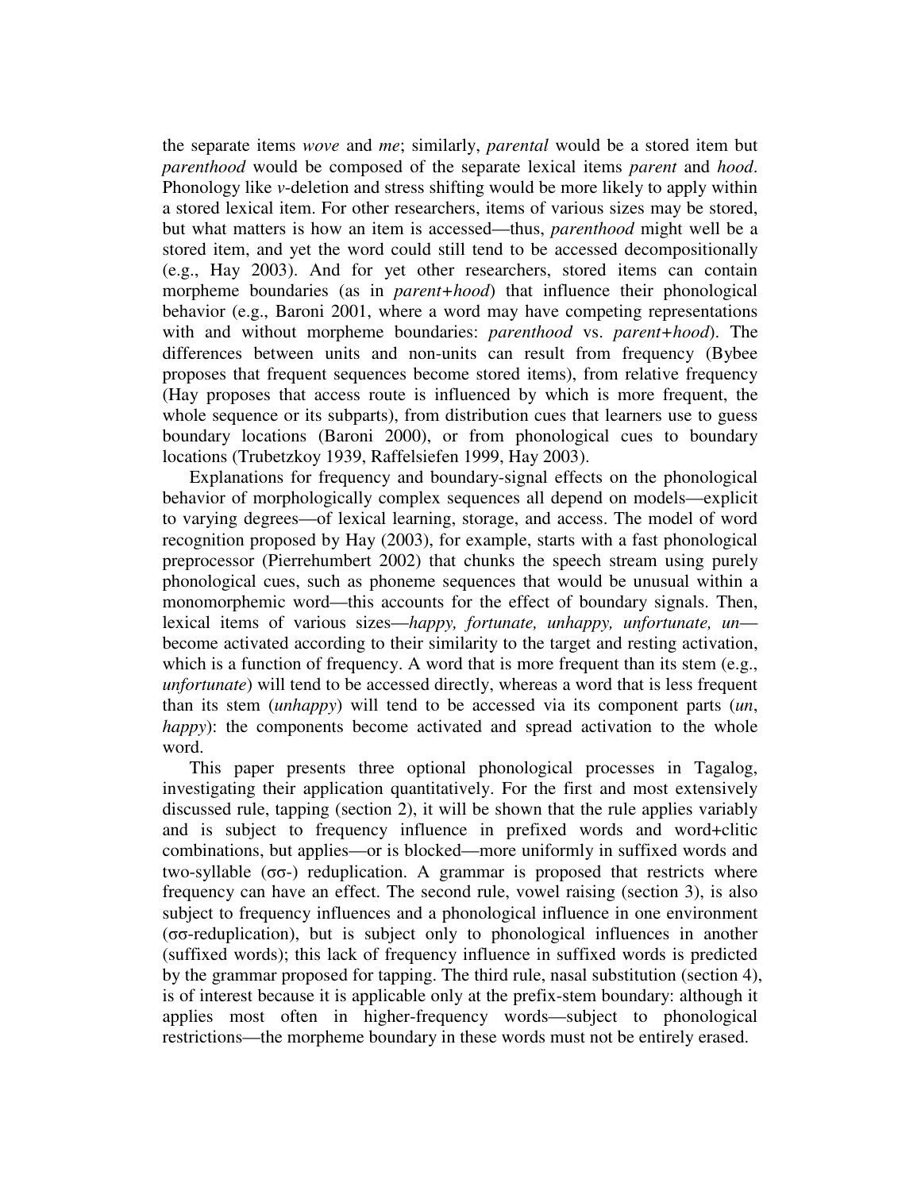the separate items *wove* and *me*; similarly, *parental* would be a stored item but *parenthood* would be composed of the separate lexical items *parent* and *hood*. Phonology like *v*-deletion and stress shifting would be more likely to apply within a stored lexical item. For other researchers, items of various sizes may be stored, but what matters is how an item is accessed—thus, *parenthood* might well be a stored item, and yet the word could still tend to be accessed decompositionally (e.g., Hay 2003). And for yet other researchers, stored items can contain morpheme boundaries (as in *parent+hood*) that influence their phonological behavior (e.g., Baroni 2001, where a word may have competing representations with and without morpheme boundaries: *parenthood* vs. *parent+hood*). The differences between units and non-units can result from frequency (Bybee proposes that frequent sequences become stored items), from relative frequency (Hay proposes that access route is influenced by which is more frequent, the whole sequence or its subparts), from distribution cues that learners use to guess boundary locations (Baroni 2000), or from phonological cues to boundary locations (Trubetzkoy 1939, Raffelsiefen 1999, Hay 2003).

Explanations for frequency and boundary-signal effects on the phonological behavior of morphologically complex sequences all depend on models—explicit to varying degrees—of lexical learning, storage, and access. The model of word recognition proposed by Hay (2003), for example, starts with a fast phonological preprocessor (Pierrehumbert 2002) that chunks the speech stream using purely phonological cues, such as phoneme sequences that would be unusual within a monomorphemic word—this accounts for the effect of boundary signals. Then, lexical items of various sizes—*happy, fortunate, unhappy, unfortunate, un*—become activated according to their similarity to the target and resting activation, which is a function of frequency. A word that is more frequent than its stem (e.g., *unfortunate*) will tend to be accessed directly, whereas a word that is less frequent than its stem (*unhappy*) will tend to be accessed via its component parts (*un*, *happy*): the components become activated and spread activation to the whole word.

This paper presents three optional phonological processes in Tagalog, investigating their application quantitatively. For the first and most extensively discussed rule, tapping (section 2), it will be shown that the rule applies variably and is subject to frequency influence in prefixed words and word+clitic combinations, but applies—or is blocked—more uniformly in suffixed words and two-syllable (σσ-) reduplication. A grammar is proposed that restricts where frequency can have an effect. The second rule, vowel raising (section 3), is also subject to frequency influences and a phonological influence in one environment (σσ-reduplication), but is subject only to phonological influences in another (suffixed words); this lack of frequency influence in suffixed words is predicted by the grammar proposed for tapping. The third rule, nasal substitution (section 4), is of interest because it is applicable only at the prefix-stem boundary: although it applies most often in higher-frequency words—subject to phonological restrictions—the morpheme boundary in these words must not be entirely erased.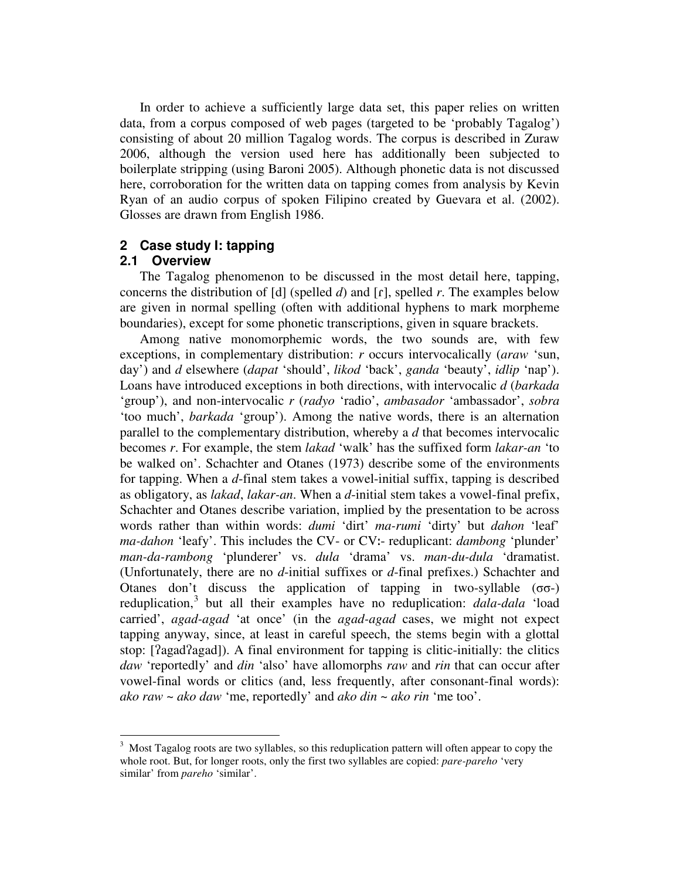In order to achieve a sufficiently large data set, this paper relies on written data, from a corpus composed of web pages (targeted to be 'probably Tagalog') consisting of about 20 million Tagalog words. The corpus is described in Zuraw 2006, although the version used here has additionally been subjected to boilerplate stripping (using Baroni 2005). Although phonetic data is not discussed here, corroboration for the written data on tapping comes from analysis by Kevin Ryan of an audio corpus of spoken Filipino created by Guevara et al. (2002). Glosses are drawn from English 1986.

## 2 Case study I: tapping

### 2.1 Overview

The Tagalog phenomenon to be discussed in the most detail here, tapping, concerns the distribution of [d] (spelled *d*) and [ɾ], spelled *r*. The examples below are given in normal spelling (often with additional hyphens to mark morpheme boundaries), except for some phonetic transcriptions, given in square brackets.

Among native monomorphemic words, the two sounds are, with few exceptions, in complementary distribution: *r* occurs intervocalically (*araw* 'sun, day') and *d* elsewhere (*dapat* 'should', *likod* 'back', *ganda* 'beauty', *idlip* 'nap'). Loans have introduced exceptions in both directions, with intervocalic *d* (*barkada* 'group'), and non-intervocalic *r* (*radyo* 'radio', *ambasador* 'ambassador', *sobra* 'too much', *barkada* 'group'). Among the native words, there is an alternation parallel to the complementary distribution, whereby a *d* that becomes intervocalic becomes *r*. For example, the stem *lakad* 'walk' has the suffixed form *lakar-an* 'to be walked on'. Schachter and Otanes (1973) describe some of the environments for tapping. When a *d*-final stem takes a vowel-initial suffix, tapping is described as obligatory, as *lakad*, *lakar-an*. When a *d*-initial stem takes a vowel-final prefix, Schachter and Otanes describe variation, implied by the presentation to be across words rather than within words: *dumi* 'dirt' *ma-rumi* 'dirty' but *dahon* 'leaf' *ma-dahon* 'leafy'. This includes the CV- or CVː- reduplicant: *dambong* 'plunder' *man-da-rambong* 'plunderer' vs. *dula* 'drama' vs. *man-du-dula* 'dramatist. (Unfortunately, there are no *d*-initial suffixes or *d*-final prefixes.) Schachter and Otanes don't discuss the application of tapping in two-syllable (σσ-) reduplication,[3] but all their examples have no reduplication: *dala-dala* 'load carried', *agad-agad* 'at once' (in the *agad-agad* cases, we might not expect tapping anyway, since, at least in careful speech, the stems begin with a glottal stop: [ʔagadʔagad]). A final environment for tapping is clitic-initially: the clitics *daw* 'reportedly' and *din* 'also' have allomorphs *raw* and *rin* that can occur after vowel-final words or clitics (and, less frequently, after consonant-final words): *ako raw* ~ *ako daw* 'me, reportedly' and *ako din* ~ *ako rin* 'me too'.

[3] Most Tagalog roots are two syllables, so this reduplication pattern will often appear to copy the whole root. But, for longer roots, only the first two syllables are copied: *pare-pareho* 'very similar' from *pareho* 'similar'.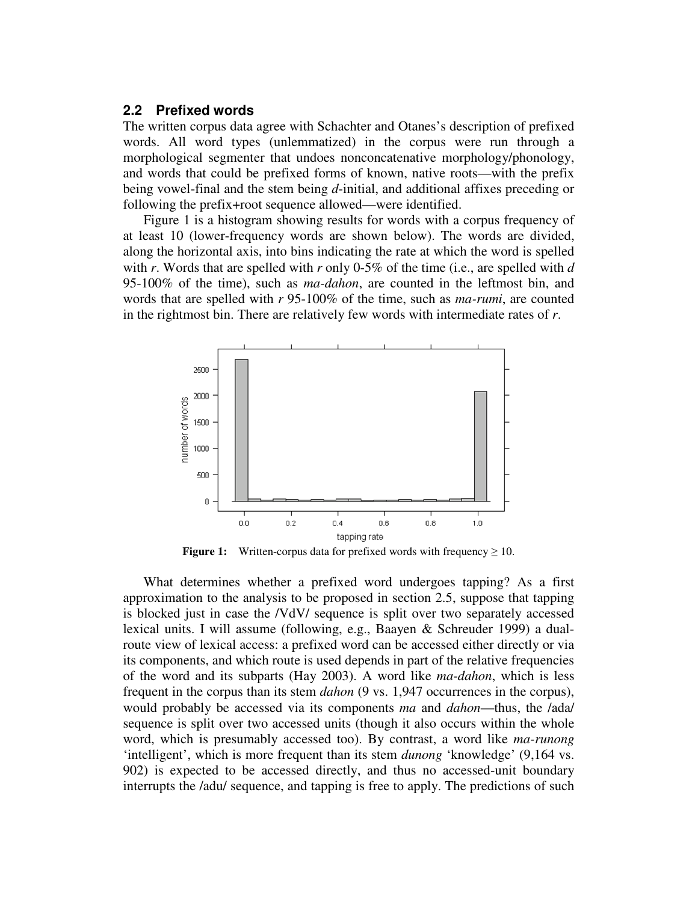### 2.2 Prefixed words

The written corpus data agree with Schachter and Otanes's description of prefixed words. All word types (unlemmatized) in the corpus were run through a morphological segmenter that undoes nonconcatenative morphology/phonology, and words that could be prefixed forms of known, native roots—with the prefix being vowel-final and the stem being *d*-initial, and additional affixes preceding or following the prefix+root sequence allowed—were identified.

Figure 1 is a histogram showing results for words with a corpus frequency of at least 10 (lower-frequency words are shown below). The words are divided, along the horizontal axis, into bins indicating the rate at which the word is spelled with *r*. Words that are spelled with *r* only 0-5% of the time (i.e., are spelled with *d* 95-100% of the time), such as *ma-dahon*, are counted in the leftmost bin, and words that are spelled with *r* 95-100% of the time, such as *ma-rumi*, are counted in the rightmost bin. There are relatively few words with intermediate rates of *r*.

**Figure 1:** Written-corpus data for prefixed words with frequency ≥ 10.

What determines whether a prefixed word undergoes tapping? As a first approximation to the analysis to be proposed in section 2.5, suppose that tapping is blocked just in case the /VdV/ sequence is split over two separately accessed lexical units. I will assume (following, e.g., Baayen & Schreuder 1999) a dual-route view of lexical access: a prefixed word can be accessed either directly or via its components, and which route is used depends in part of the relative frequencies of the word and its subparts (Hay 2003). A word like *ma-dahon*, which is less frequent in the corpus than its stem *dahon* (9 vs. 1,947 occurrences in the corpus), would probably be accessed via its components *ma* and *dahon*—thus, the /ada/ sequence is split over two accessed units (though it also occurs within the whole word, which is presumably accessed too). By contrast, a word like *ma-runong* 'intelligent', which is more frequent than its stem *dunong* 'knowledge' (9,164 vs. 902) is expected to be accessed directly, and thus no accessed-unit boundary interrupts the /adu/ sequence, and tapping is free to apply. The predictions of such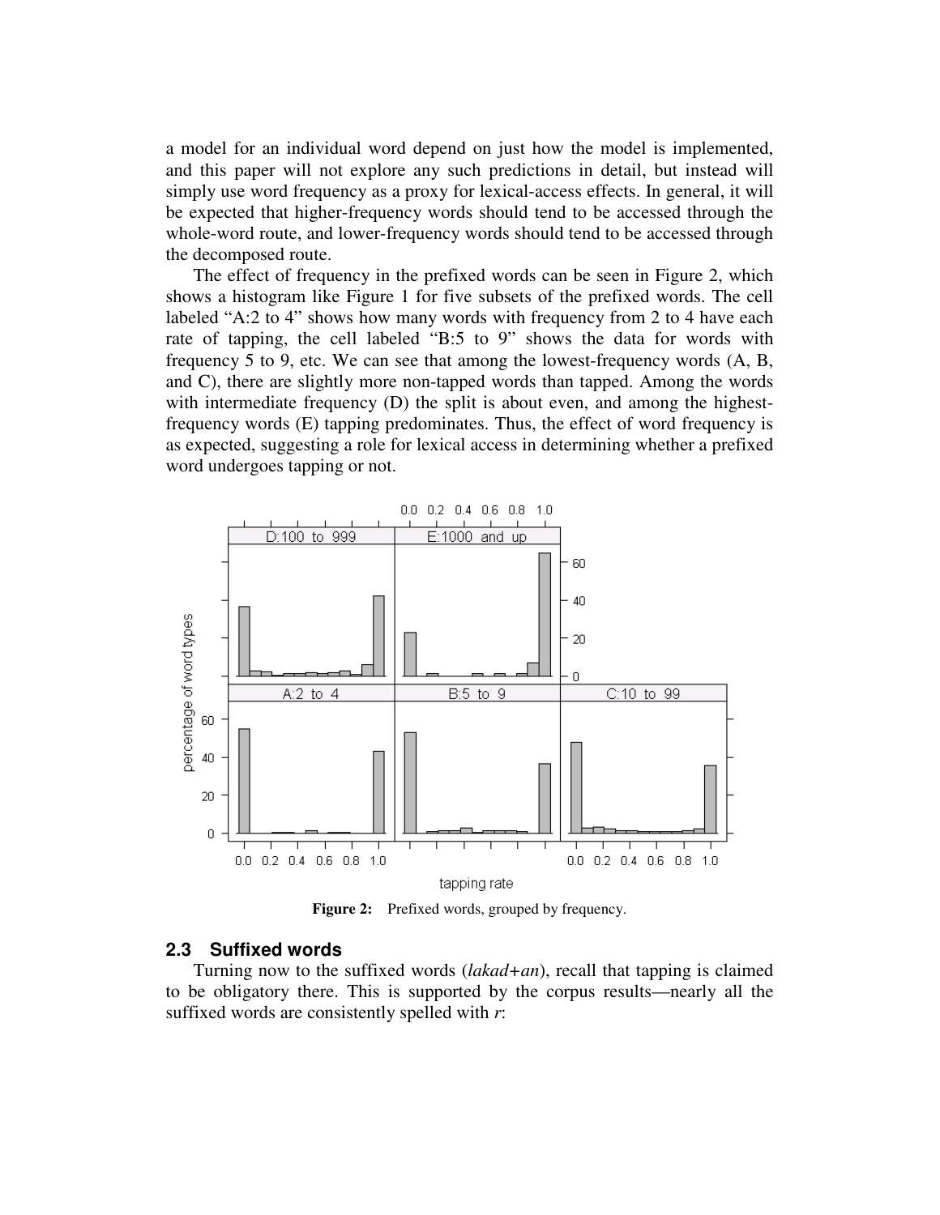a model for an individual word depend on just how the model is implemented, and this paper will not explore any such predictions in detail, but instead will simply use word frequency as a proxy for lexical-access effects. In general, it will be expected that higher-frequency words should tend to be accessed through the whole-word route, and lower-frequency words should tend to be accessed through the decomposed route.

The effect of frequency in the prefixed words can be seen in Figure 2, which shows a histogram like Figure 1 for five subsets of the prefixed words. The cell labeled "A:2 to 4" shows how many words with frequency from 2 to 4 have each rate of tapping, the cell labeled "B:5 to 9" shows the data for words with frequency 5 to 9, etc. We can see that among the lowest-frequency words (A, B, and C), there are slightly more non-tapped words than tapped. Among the words with intermediate frequency (D) the split is about even, and among the highest-frequency words (E) tapping predominates. Thus, the effect of word frequency is as expected, suggesting a role for lexical access in determining whether a prefixed word undergoes tapping or not.

**Figure 2:** Prefixed words, grouped by frequency.

## 2.3 Suffixed words

Turning now to the suffixed words (*lakad+an*), recall that tapping is claimed to be obligatory there. This is supported by the corpus results—nearly all the suffixed words are consistently spelled with *r*: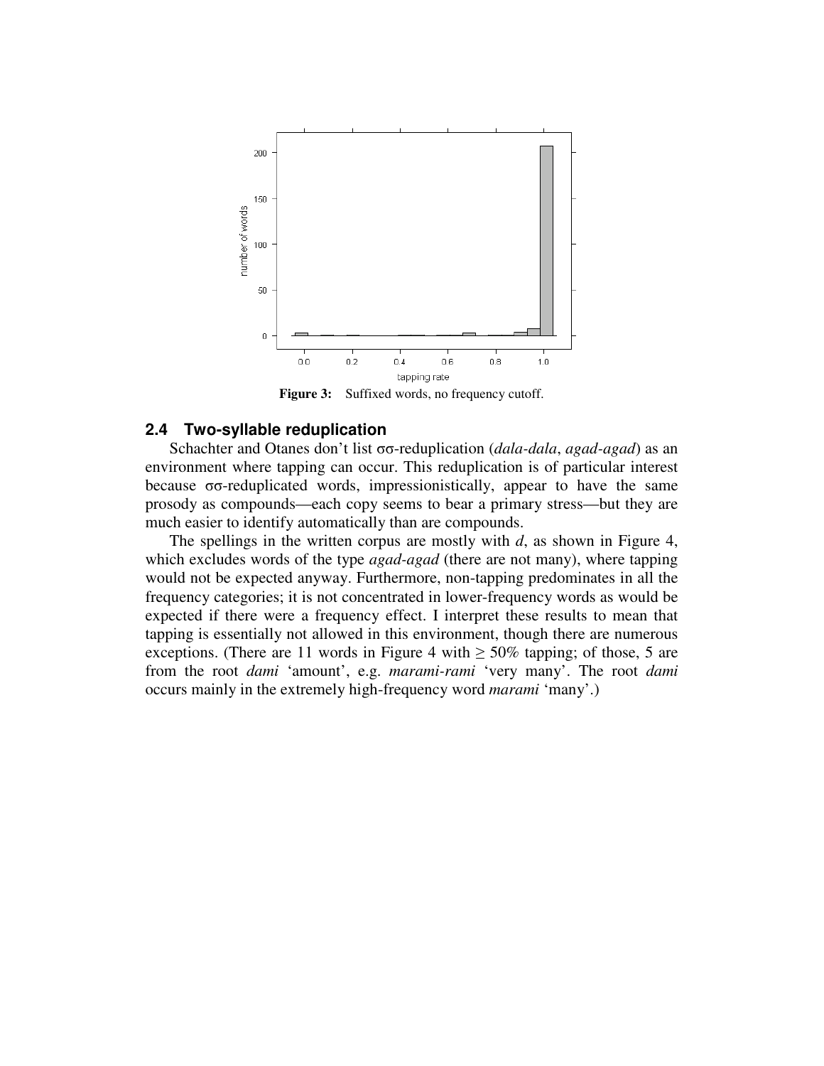**Figure 3:** Suffixed words, no frequency cutoff.

## 2.4 Two-syllable reduplication

Schachter and Otanes don't list σσ-reduplication (*dala-dala*, *agad-agad*) as an environment where tapping can occur. This reduplication is of particular interest because σσ-reduplicated words, impressionistically, appear to have the same prosody as compounds—each copy seems to bear a primary stress—but they are much easier to identify automatically than are compounds.

The spellings in the written corpus are mostly with *d*, as shown in Figure 4, which excludes words of the type *agad-agad* (there are not many), where tapping would not be expected anyway. Furthermore, non-tapping predominates in all the frequency categories; it is not concentrated in lower-frequency words as would be expected if there were a frequency effect. I interpret these results to mean that tapping is essentially not allowed in this environment, though there are numerous exceptions. (There are 11 words in Figure 4 with ≥ 50% tapping; of those, 5 are from the root *dami* 'amount', e.g. *marami-rami* 'very many'. The root *dami* occurs mainly in the extremely high-frequency word *marami* 'many'.)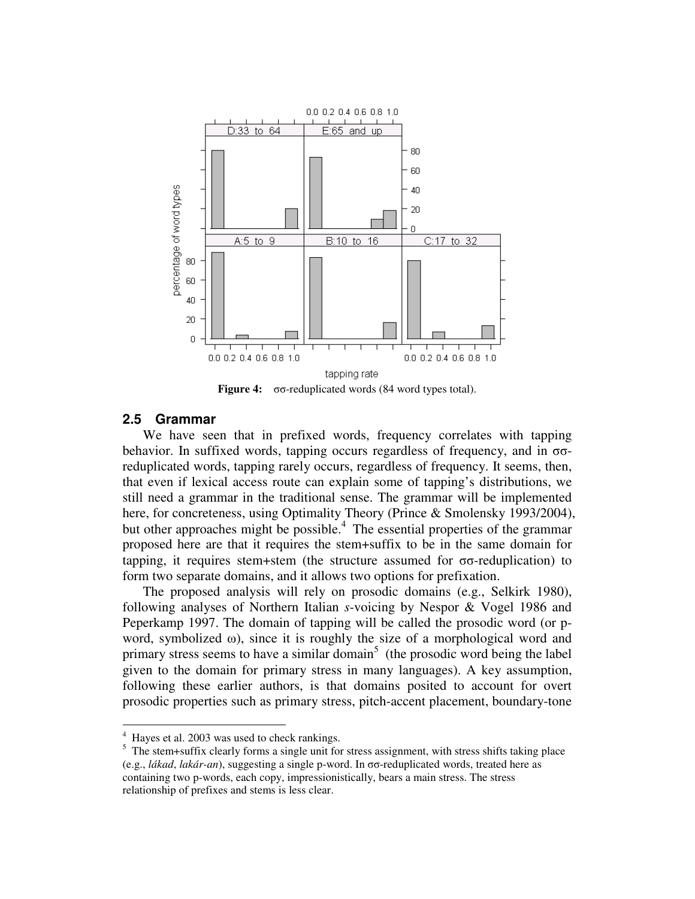**Figure 4:** σσ-reduplicated words (84 word types total).

## 2.5 Grammar

We have seen that in prefixed words, frequency correlates with tapping behavior. In suffixed words, tapping occurs regardless of frequency, and in σσ-reduplicated words, tapping rarely occurs, regardless of frequency. It seems, then, that even if lexical access route can explain some of tapping's distributions, we still need a grammar in the traditional sense. The grammar will be implemented here, for concreteness, using Optimality Theory (Prince & Smolensky 1993/2004), but other approaches might be possible.[4] The essential properties of the grammar proposed here are that it requires the stem+suffix to be in the same domain for tapping, it requires stem+stem (the structure assumed for σσ-reduplication) to form two separate domains, and it allows two options for prefixation.

The proposed analysis will rely on prosodic domains (e.g., Selkirk 1980), following analyses of Northern Italian *s*-voicing by Nespor & Vogel 1986 and Peperkamp 1997. The domain of tapping will be called the prosodic word (or p-word, symbolized ω), since it is roughly the size of a morphological word and primary stress seems to have a similar domain[5] (the prosodic word being the label given to the domain for primary stress in many languages). A key assumption, following these earlier authors, is that domains posited to account for overt prosodic properties such as primary stress, pitch-accent placement, boundary-tone

---

[4] Hayes et al. 2003 was used to check rankings.

[5] The stem+suffix clearly forms a single unit for stress assignment, with stress shifts taking place (e.g., *lákad*, *lakár-an*), suggesting a single p-word. In σσ-reduplicated words, treated here as containing two p-words, each copy, impressionistically, bears a main stress. The stress relationship of prefixes and stems is less clear.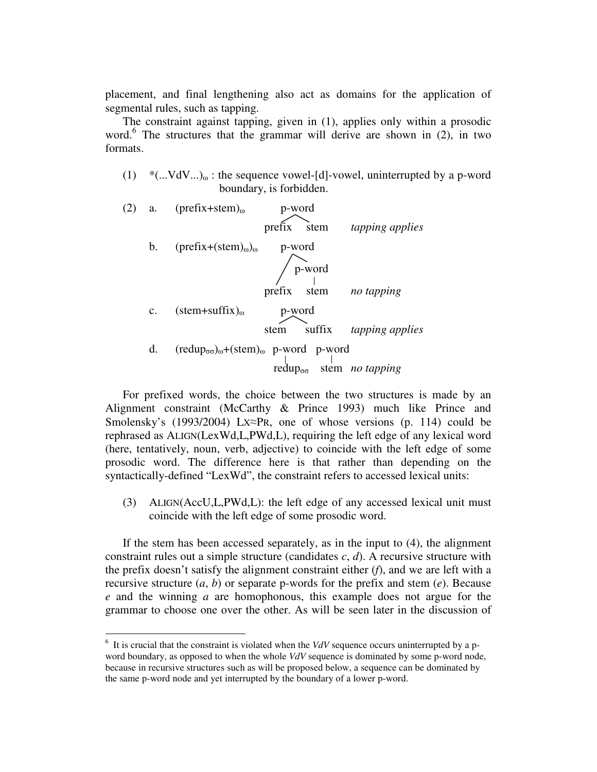placement, and final lengthening also act as domains for the application of segmental rules, such as tapping.

The constraint against tapping, given in (1), applies only within a prosodic word.[6] The structures that the grammar will derive are shown in (2), in two formats.

(1) $*(...VdV...)_\omega$ : the sequence vowel-[d]-vowel, uninterrupted by a p-word boundary, is forbidden.

(2)
a. $(\text{prefix+stem})_\omega$ — p-word dominating prefix and stem — *tapping applies*

b. $(\text{prefix+(stem)}_\omega)_\omega$ — p-word dominating prefix and a p-word, which dominates stem — *no tapping*

c. $(\text{stem+suffix})_\omega$ — p-word dominating stem and suffix — *tapping applies*

d. $(\text{redup}_{\sigma\sigma})_\omega\text{+(stem)}_\omega$ — p-word dominating $\text{redup}_{\sigma\sigma}$; p-word dominating stem — *no tapping*

For prefixed words, the choice between the two structures is made by an Alignment constraint (McCarthy & Prince 1993) much like Prince and Smolensky's (1993/2004) LX≈PR, one of whose versions (p. 114) could be rephrased as ALIGN(LexWd,L,PWd,L), requiring the left edge of any lexical word (here, tentatively, noun, verb, adjective) to coincide with the left edge of some prosodic word. The difference here is that rather than depending on the syntactically-defined "LexWd", the constraint refers to accessed lexical units:

(3) ALIGN(AccU,L,PWd,L): the left edge of any accessed lexical unit must coincide with the left edge of some prosodic word.

If the stem has been accessed separately, as in the input to (4), the alignment constraint rules out a simple structure (candidates *c*, *d*). A recursive structure with the prefix doesn't satisfy the alignment constraint either (*f*), and we are left with a recursive structure (*a*, *b*) or separate p-words for the prefix and stem (*e*). Because *e* and the winning *a* are homophonous, this example does not argue for the grammar to choose one over the other. As will be seen later in the discussion of

[6] It is crucial that the constraint is violated when the *VdV* sequence occurs uninterrupted by a p-word boundary, as opposed to when the whole *VdV* sequence is dominated by some p-word node, because in recursive structures such as will be proposed below, a sequence can be dominated by the same p-word node and yet interrupted by the boundary of a lower p-word.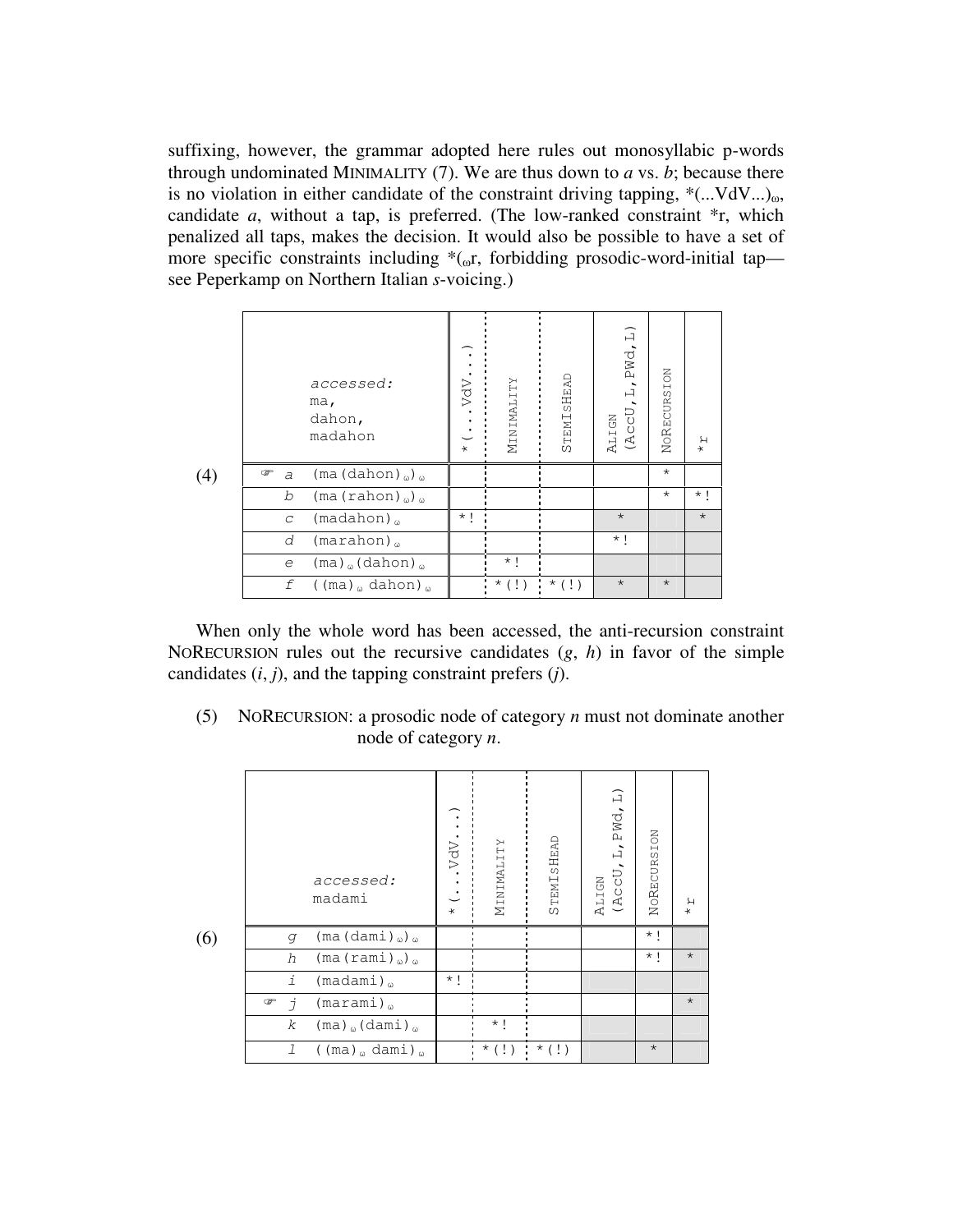suffixing, however, the grammar adopted here rules out monosyllabic p-words through undominated MINIMALITY (7). We are thus down to *a* vs. *b*; because there is no violation in either candidate of the constraint driving tapping, $*(...VdV...)_\omega$, candidate *a*, without a tap, is preferred. (The low-ranked constraint *r, which penalized all taps, makes the decision. It would also be possible to have a set of more specific constraints including $*(_\omega r$, forbidding prosodic-word-initial tap—see Peperkamp on Northern Italian *s*-voicing.)

(4)

| | accessed: ma, dahon, madahon | *(...VdV...) | MINIMALITY | STEMISHEAD | ALIGN (AccU, L, PWd, L) | NORECURSION | *r |
|---|---|---|---|---|---|---|---|
| ☞ a | (ma(dahon)$_\omega$)$_\omega$ | | | | | * | |
| b | (ma(rahon)$_\omega$)$_\omega$ | | | | | * | *! |
| c | (madahon)$_\omega$ | *! | | | * | | * |
| d | (marahon)$_\omega$ | | | | *! | | |
| e | (ma)$_\omega$(dahon)$_\omega$ | | *! | | | | |
| f | ((ma)$_\omega$ dahon)$_\omega$ | | *(!) | *(!) | * | * | |

When only the whole word has been accessed, the anti-recursion constraint NORECURSION rules out the recursive candidates (*g*, *h*) in favor of the simple candidates (*i*, *j*), and the tapping constraint prefers (*j*).

(5) NORECURSION: a prosodic node of category *n* must not dominate another node of category *n*.

(6)

| | accessed: madami | *(...VdV...) | MINIMALITY | STEMISHEAD | ALIGN (AccU, L, PWd, L) | NORECURSION | *r |
|---|---|---|---|---|---|---|---|
| g | (ma(dami)$_\omega$)$_\omega$ | | | | | *! | |
| h | (ma(rami)$_\omega$)$_\omega$ | | | | | *! | * |
| i | (madami)$_\omega$ | *! | | | | | |
| ☞ j | (marami)$_\omega$ | | | | | | * |
| k | (ma)$_\omega$(dami)$_\omega$ | | *! | | | | |
| l | ((ma)$_\omega$ dami)$_\omega$ | | *(!) | *(!) | | * | |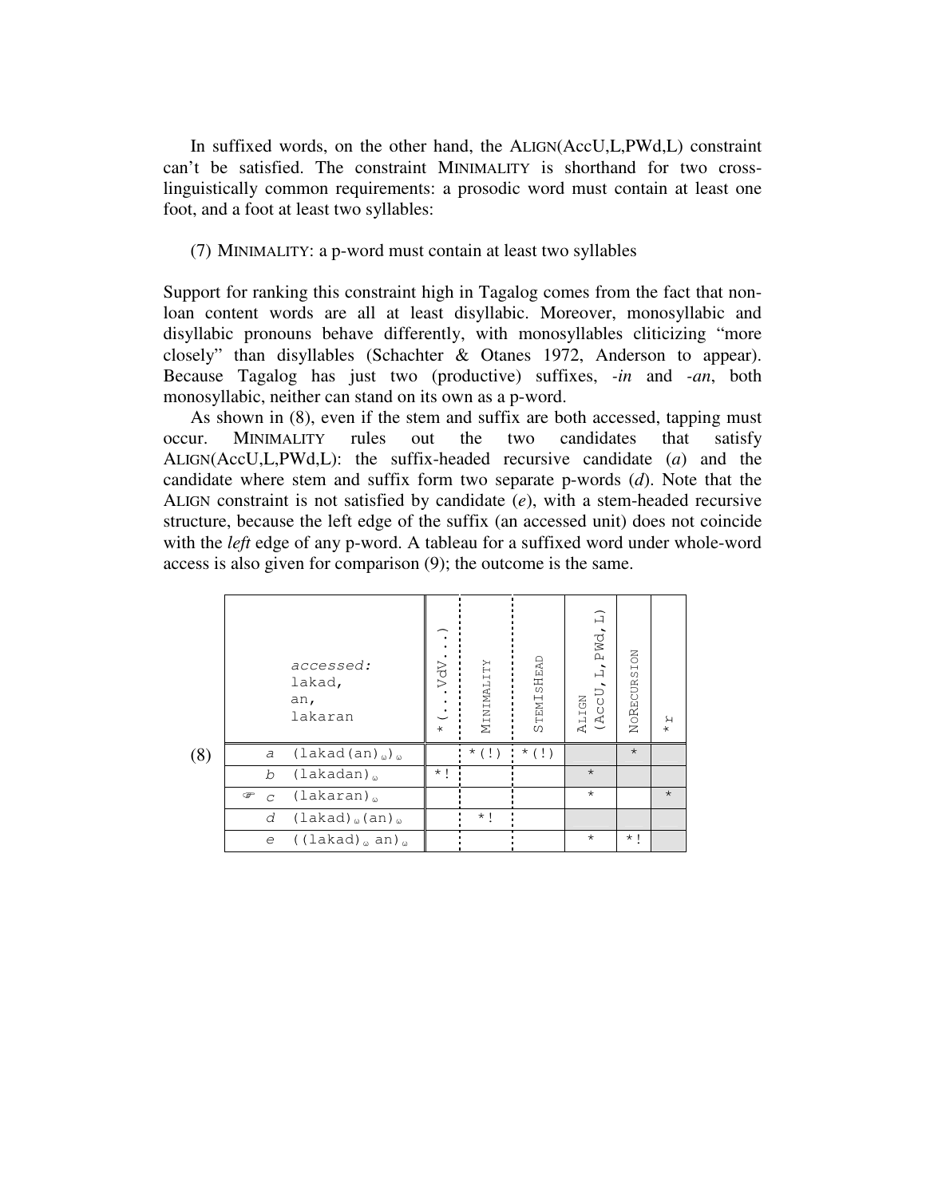In suffixed words, on the other hand, the ALIGN(AccU,L,PWd,L) constraint can't be satisfied. The constraint MINIMALITY is shorthand for two cross-linguistically common requirements: a prosodic word must contain at least one foot, and a foot at least two syllables:

(7) MINIMALITY: a p-word must contain at least two syllables

Support for ranking this constraint high in Tagalog comes from the fact that non-loan content words are all at least disyllabic. Moreover, monosyllabic and disyllabic pronouns behave differently, with monosyllables cliticizing "more closely" than disyllables (Schachter & Otanes 1972, Anderson to appear). Because Tagalog has just two (productive) suffixes, *-in* and *-an*, both monosyllabic, neither can stand on its own as a p-word.

As shown in (8), even if the stem and suffix are both accessed, tapping must occur. MINIMALITY rules out the two candidates that satisfy ALIGN(AccU,L,PWd,L): the suffix-headed recursive candidate (*a*) and the candidate where stem and suffix form two separate p-words (*d*). Note that the ALIGN constraint is not satisfied by candidate (*e*), with a stem-headed recursive structure, because the left edge of the suffix (an accessed unit) does not coincide with the *left* edge of any p-word. A tableau for a suffixed word under whole-word access is also given for comparison (9); the outcome is the same.

(8)

| *accessed:* lakad, an, lakaran | *(...VdV...) | MINIMALITY | STEMISHEAD | ALIGN (AccU,L,PWd,L) | NORECURSION | *ɾ |
|---|---|---|---|---|---|---|
| *a* $(\text{lakad}(\text{an})_\omega)_\omega$ | | *(!) | *(!) | | * | |
| *b* $(\text{lakadan})_\omega$ | *! | | | * | | |
| ☞ *c* $(\text{lakaran})_\omega$ | | | | * | | * |
| *d* $(\text{lakad})_\omega(\text{an})_\omega$ | | *! | | | | |
| *e* $((\text{lakad})_\omega\ \text{an})_\omega$ | | | | * | *! | |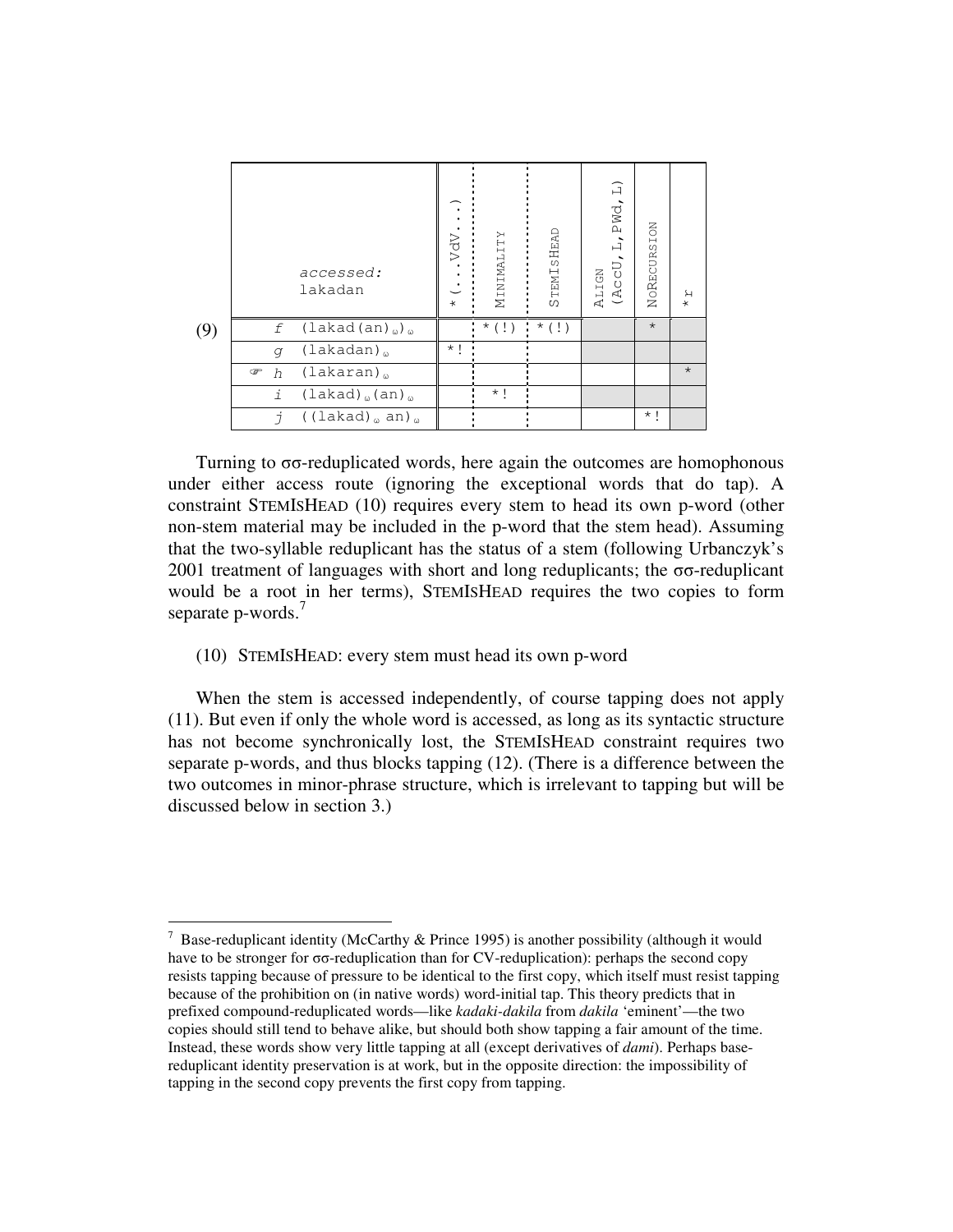(9)

| | accessed: lakadan | \*(...VdV...) | MINIMALITY | STEMISHEAD | ALIGN (AccU, L, PWd, L) | NORECURSION | \*r |
|---|---|---|---|---|---|---|---|
| | f (lakad(an)ω)ω | | \*(!) | \*(!) | | \* | |
| | g (lakadan)ω | \*! | | | | | |
| ☞ | h (lakaran)ω | | | | | | \* |
| | i (lakad)ω(an)ω | | \*! | | | | |
| | j ((lakad)ω an)ω | | | | | \*! | |

Turning to σσ-reduplicated words, here again the outcomes are homophonous under either access route (ignoring the exceptional words that do tap). A constraint STEMISHEAD (10) requires every stem to head its own p-word (other non-stem material may be included in the p-word that the stem head). Assuming that the two-syllable reduplicant has the status of a stem (following Urbanczyk's 2001 treatment of languages with short and long reduplicants; the σσ-reduplicant would be a root in her terms), STEMISHEAD requires the two copies to form separate p-words.[7]

(10) STEMISHEAD: every stem must head its own p-word

When the stem is accessed independently, of course tapping does not apply (11). But even if only the whole word is accessed, as long as its syntactic structure has not become synchronically lost, the STEMISHEAD constraint requires two separate p-words, and thus blocks tapping (12). (There is a difference between the two outcomes in minor-phrase structure, which is irrelevant to tapping but will be discussed below in section 3.)

[7] Base-reduplicant identity (McCarthy & Prince 1995) is another possibility (although it would have to be stronger for σσ-reduplication than for CV-reduplication): perhaps the second copy resists tapping because of pressure to be identical to the first copy, which itself must resist tapping because of the prohibition on (in native words) word-initial tap. This theory predicts that in prefixed compound-reduplicated words—like *kadaki-dakila* from *dakila* 'eminent'—the two copies should still tend to behave alike, but should both show tapping a fair amount of the time. Instead, these words show very little tapping at all (except derivatives of *dami*). Perhaps base-reduplicant identity preservation is at work, but in the opposite direction: the impossibility of tapping in the second copy prevents the first copy from tapping.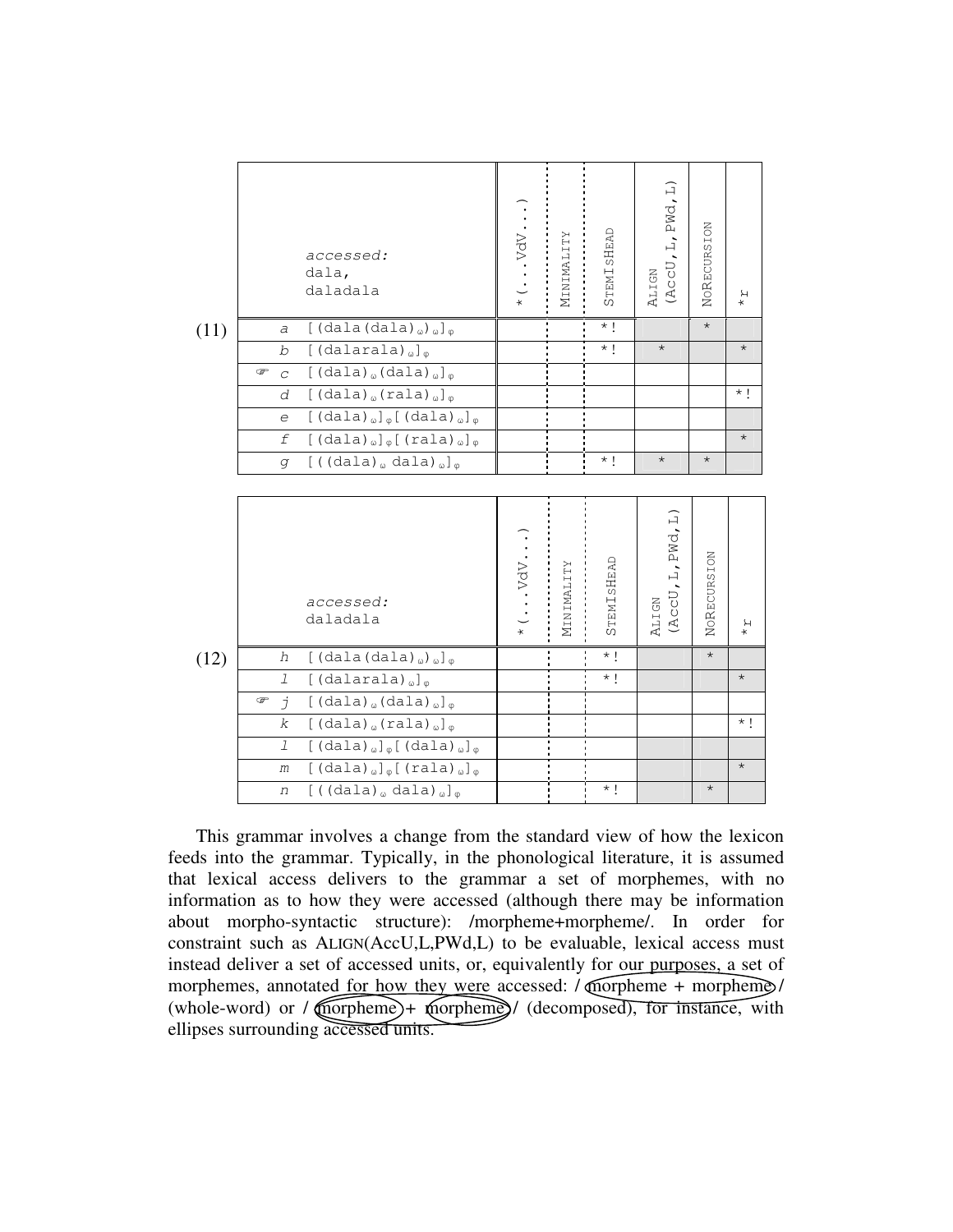(11)

| | accessed: dala, daladala | *(...VdV...) | MINIMALITY | STEMISHEAD | ALIGN (AccU,L,PWd,L) | NORECURSION | *r |
|---|---|---|---|---|---|---|---|
| a | [(dala(dala)$_\omega$)$_\omega$]$_\varphi$ | | | *! | | * | |
| b | [(dalarala)$_\omega$]$_\varphi$ | | | *! | * | | * |
| ☞ c | [(dala)$_\omega$(dala)$_\omega$]$_\varphi$ | | | | | | |
| d | [(dala)$_\omega$(rala)$_\omega$]$_\varphi$ | | | | | | *! |
| e | [(dala)$_\omega$]$_\varphi$[(dala)$_\omega$]$_\varphi$ | | | | | | |
| f | [(dala)$_\omega$]$_\varphi$[(rala)$_\omega$]$_\varphi$ | | | | | | * |
| g | [((dala)$_\omega$ dala)$_\omega$]$_\varphi$ | | | *! | * | * | |

(12)

| | accessed: daladala | *(...VdV...) | MINIMALITY | STEMISHEAD | ALIGN (AccU,L,PWd,L) | NORECURSION | *r |
|---|---|---|---|---|---|---|---|
| h | [(dala(dala)$_\omega$)$_\omega$]$_\varphi$ | | | *! | | * | |
| l | [(dalarala)$_\omega$]$_\varphi$ | | | *! | | | * |
| ☞ j | [(dala)$_\omega$(dala)$_\omega$]$_\varphi$ | | | | | | |
| k | [(dala)$_\omega$(rala)$_\omega$]$_\varphi$ | | | | | | *! |
| l | [(dala)$_\omega$]$_\varphi$[(dala)$_\omega$]$_\varphi$ | | | | | | |
| m | [(dala)$_\omega$]$_\varphi$[(rala)$_\omega$]$_\varphi$ | | | | | | * |
| n | [((dala)$_\omega$ dala)$_\omega$]$_\varphi$ | | | *! | | * | |

This grammar involves a change from the standard view of how the lexicon feeds into the grammar. Typically, in the phonological literature, it is assumed that lexical access delivers to the grammar a set of morphemes, with no information as to how they were accessed (although there may be information about morpho-syntactic structure): /morpheme+morpheme/. In order for constraint such as ALIGN(AccU,L,PWd,L) to be evaluable, lexical access must instead deliver a set of accessed units, or, equivalently for our purposes, a set of morphemes, annotated for how they were accessed: /(morpheme + morpheme)/ (whole-word) or /(morpheme)+ (morpheme)/ (decomposed), for instance, with ellipses surrounding accessed units.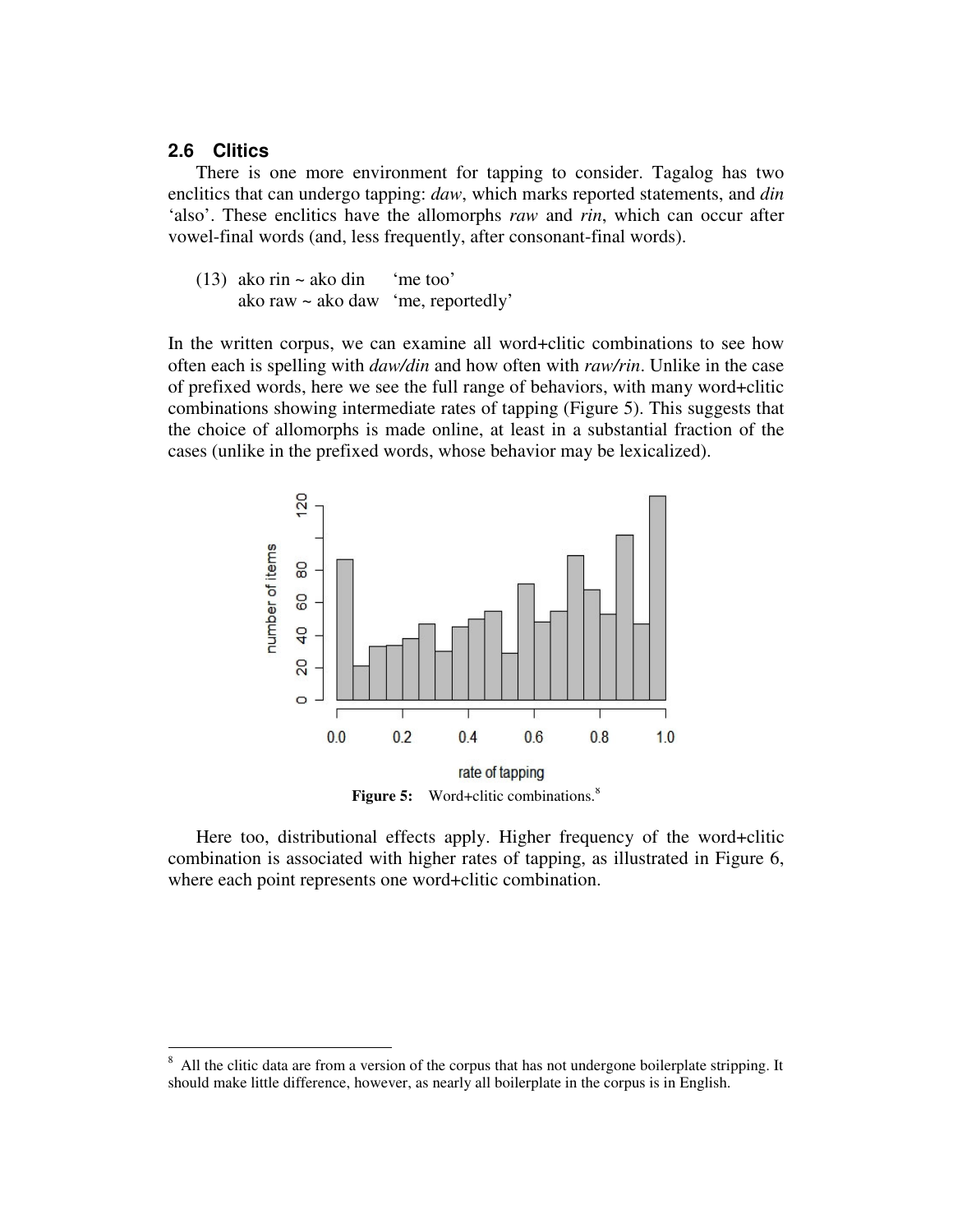### 2.6 Clitics

There is one more environment for tapping to consider. Tagalog has two enclitics that can undergo tapping: *daw*, which marks reported statements, and *din* 'also'. These enclitics have the allomorphs *raw* and *rin*, which can occur after vowel-final words (and, less frequently, after consonant-final words).

(13) ako rin ~ ako din  'me too'
 ako raw ~ ako daw  'me, reportedly'

In the written corpus, we can examine all word+clitic combinations to see how often each is spelling with *daw/din* and how often with *raw/rin*. Unlike in the case of prefixed words, here we see the full range of behaviors, with many word+clitic combinations showing intermediate rates of tapping (Figure 5). This suggests that the choice of allomorphs is made online, at least in a substantial fraction of the cases (unlike in the prefixed words, whose behavior may be lexicalized).

**Figure 5:** Word+clitic combinations.[8]

Here too, distributional effects apply. Higher frequency of the word+clitic combination is associated with higher rates of tapping, as illustrated in Figure 6, where each point represents one word+clitic combination.

---

[8] All the clitic data are from a version of the corpus that has not undergone boilerplate stripping. It should make little difference, however, as nearly all boilerplate in the corpus is in English.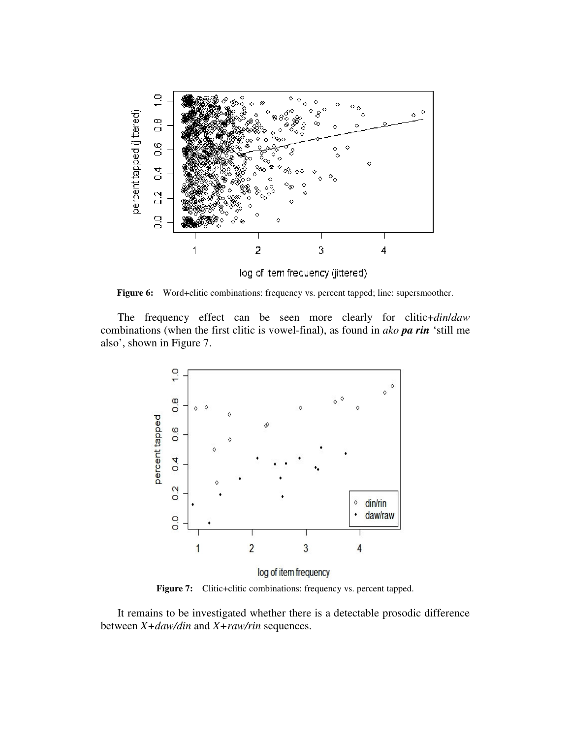**Figure 6:** Word+clitic combinations: frequency vs. percent tapped; line: supersmoother.

The frequency effect can be seen more clearly for clitic+*din*/*daw* combinations (when the first clitic is vowel-final), as found in *ako* ***pa rin*** 'still me also', shown in Figure 7.

**Figure 7:** Clitic+clitic combinations: frequency vs. percent tapped.

It remains to be investigated whether there is a detectable prosodic difference between *X+daw/din* and *X+raw/rin* sequences.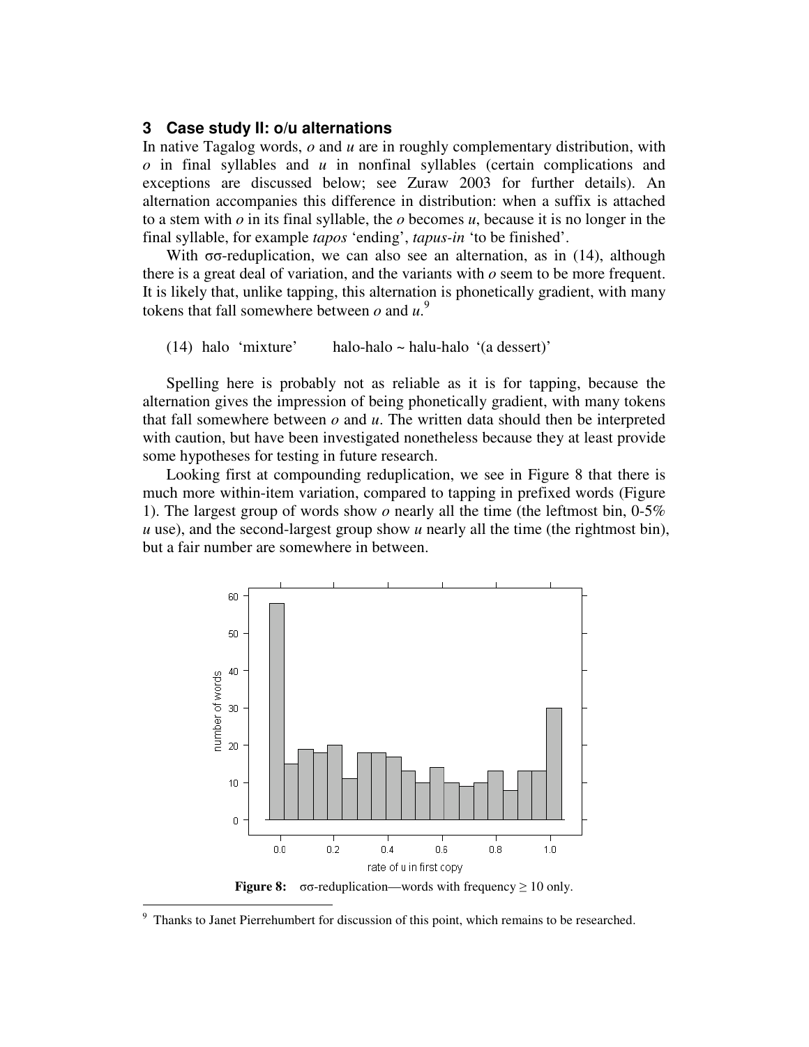## 3 Case study II: o/u alternations

In native Tagalog words, *o* and *u* are in roughly complementary distribution, with *o* in final syllables and *u* in nonfinal syllables (certain complications and exceptions are discussed below; see Zuraw 2003 for further details). An alternation accompanies this difference in distribution: when a suffix is attached to a stem with *o* in its final syllable, the *o* becomes *u*, because it is no longer in the final syllable, for example *tapos* 'ending', *tapus-in* 'to be finished'.

With σσ-reduplication, we can also see an alternation, as in (14), although there is a great deal of variation, and the variants with *o* seem to be more frequent. It is likely that, unlike tapping, this alternation is phonetically gradient, with many tokens that fall somewhere between *o* and *u*.[9]

(14) halo 'mixture' halo-halo ~ halu-halo '(a dessert)'

Spelling here is probably not as reliable as it is for tapping, because the alternation gives the impression of being phonetically gradient, with many tokens that fall somewhere between *o* and *u*. The written data should then be interpreted with caution, but have been investigated nonetheless because they at least provide some hypotheses for testing in future research.

Looking first at compounding reduplication, we see in Figure 8 that there is much more within-item variation, compared to tapping in prefixed words (Figure 1). The largest group of words show *o* nearly all the time (the leftmost bin, 0-5% *u* use), and the second-largest group show *u* nearly all the time (the rightmost bin), but a fair number are somewhere in between.

**Figure 8:** σσ-reduplication—words with frequency ≥ 10 only.

[9] Thanks to Janet Pierrehumbert for discussion of this point, which remains to be researched.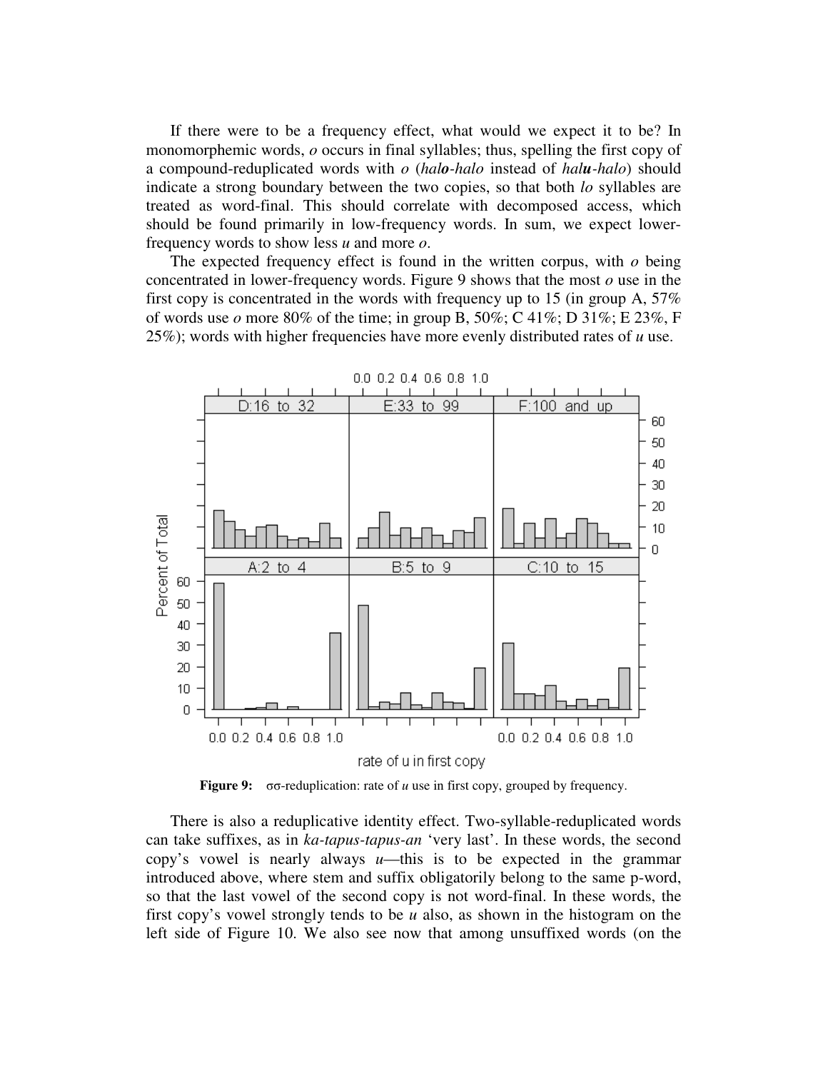If there were to be a frequency effect, what would we expect it to be? In monomorphemic words, *o* occurs in final syllables; thus, spelling the first copy of a compound-reduplicated words with *o* (*ha**lo**-halo* instead of *ha**lu**-halo*) should indicate a strong boundary between the two copies, so that both *lo* syllables are treated as word-final. This should correlate with decomposed access, which should be found primarily in low-frequency words. In sum, we expect lower-frequency words to show less *u* and more *o*.

The expected frequency effect is found in the written corpus, with *o* being concentrated in lower-frequency words. Figure 9 shows that the most *o* use in the first copy is concentrated in the words with frequency up to 15 (in group A, 57% of words use *o* more 80% of the time; in group B, 50%; C 41%; D 31%; E 23%, F 25%); words with higher frequencies have more evenly distributed rates of *u* use.

**Figure 9:** σσ-reduplication: rate of *u* use in first copy, grouped by frequency.

There is also a reduplicative identity effect. Two-syllable-reduplicated words can take suffixes, as in *ka-tapus-tapus-an* 'very last'. In these words, the second copy's vowel is nearly always *u*—this is to be expected in the grammar introduced above, where stem and suffix obligatorily belong to the same p-word, so that the last vowel of the second copy is not word-final. In these words, the first copy's vowel strongly tends to be *u* also, as shown in the histogram on the left side of Figure 10. We also see now that among unsuffixed words (on the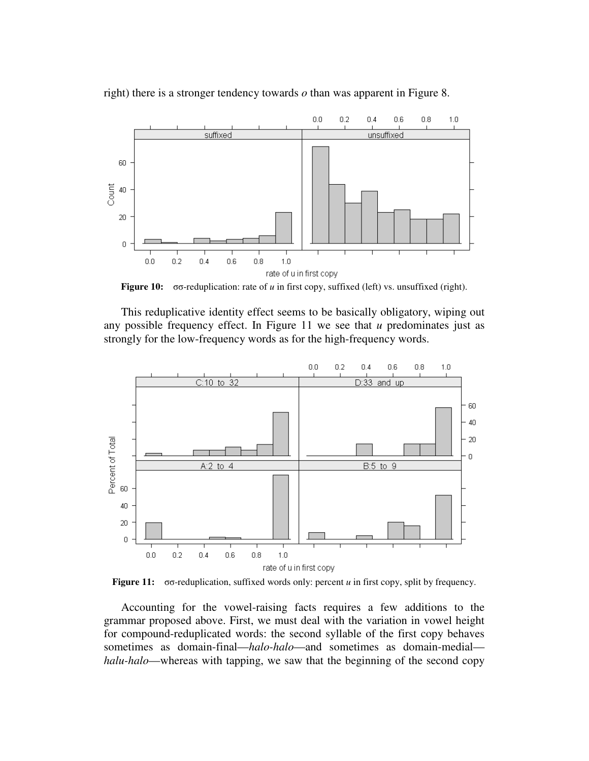right) there is a stronger tendency towards *o* than was apparent in Figure 8.

**Figure 10:** σσ-reduplication: rate of *u* in first copy, suffixed (left) vs. unsuffixed (right).

This reduplicative identity effect seems to be basically obligatory, wiping out any possible frequency effect. In Figure 11 we see that *u* predominates just as strongly for the low-frequency words as for the high-frequency words.

**Figure 11:** σσ-reduplication, suffixed words only: percent *u* in first copy, split by frequency.

Accounting for the vowel-raising facts requires a few additions to the grammar proposed above. First, we must deal with the variation in vowel height for compound-reduplicated words: the second syllable of the first copy behaves sometimes as domain-final—*halo-halo*—and sometimes as domain-medial—*halu-halo*—whereas with tapping, we saw that the beginning of the second copy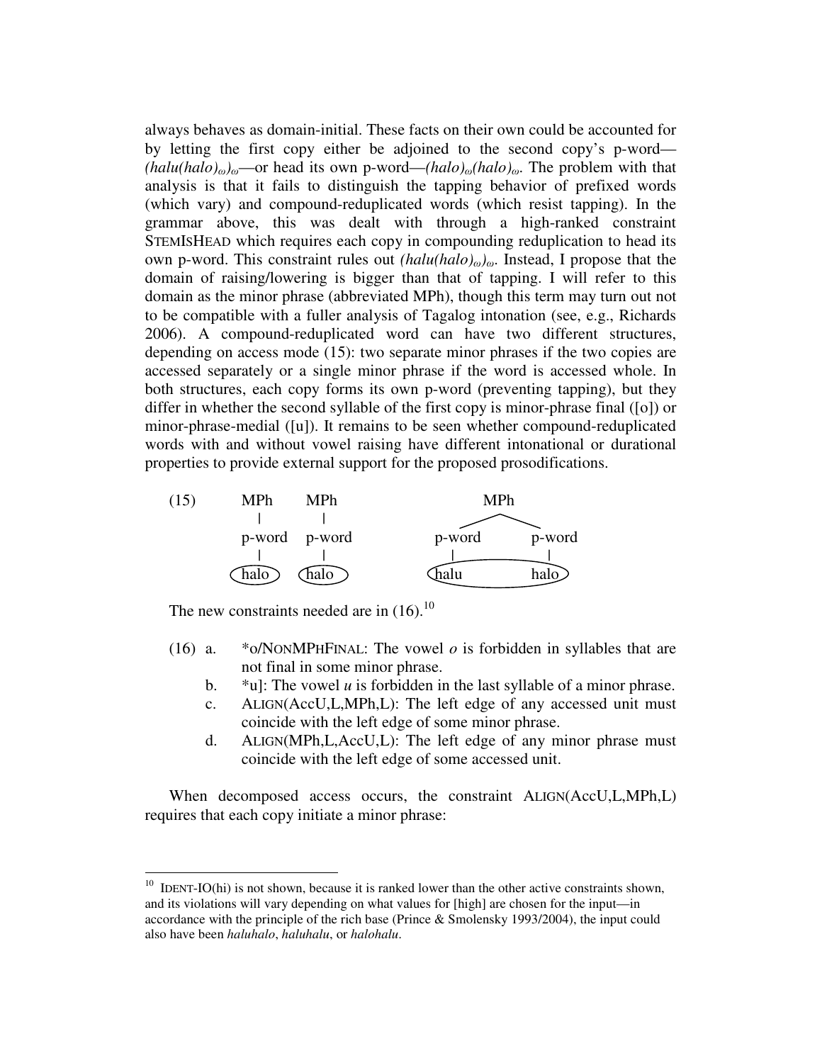always behaves as domain-initial. These facts on their own could be accounted for by letting the first copy either be adjoined to the second copy's p-word—*(halu(halo)$_\omega$)$_\omega$*—or head its own p-word—*(halo)$_\omega$(halo)$_\omega$*. The problem with that analysis is that it fails to distinguish the tapping behavior of prefixed words (which vary) and compound-reduplicated words (which resist tapping). In the grammar above, this was dealt with through a high-ranked constraint STEMISHEAD which requires each copy in compounding reduplication to head its own p-word. This constraint rules out *(halu(halo)$_\omega$)$_\omega$*. Instead, I propose that the domain of raising/lowering is bigger than that of tapping. I will refer to this domain as the minor phrase (abbreviated MPh), though this term may turn out not to be compatible with a fuller analysis of Tagalog intonation (see, e.g., Richards 2006). A compound-reduplicated word can have two different structures, depending on access mode (15): two separate minor phrases if the two copies are accessed separately or a single minor phrase if the word is accessed whole. In both structures, each copy forms its own p-word (preventing tapping), but they differ in whether the second syllable of the first copy is minor-phrase final ([o]) or minor-phrase-medial ([u]). It remains to be seen whether compound-reduplicated words with and without vowel raising have different intonational or durational properties to provide external support for the proposed prosodifications.

```
(15)    MPh     MPh                      MPh
         |       |                     /     \
       p-word  p-word             p-word     p-word
         |       |                  |           |
       (halo)  (halo)             (halu       halo)
```

The new constraints needed are in (16).[10]

(16) a. \*o/NONMPHFINAL: The vowel *o* is forbidden in syllables that are not final in some minor phrase.

b. \*u]: The vowel *u* is forbidden in the last syllable of a minor phrase.

c. ALIGN(AccU,L,MPh,L): The left edge of any accessed unit must coincide with the left edge of some minor phrase.

d. ALIGN(MPh,L,AccU,L): The left edge of any minor phrase must coincide with the left edge of some accessed unit.

When decomposed access occurs, the constraint ALIGN(AccU,L,MPh,L) requires that each copy initiate a minor phrase:

[10] IDENT-IO(hi) is not shown, because it is ranked lower than the other active constraints shown, and its violations will vary depending on what values for [high] are chosen for the input—in accordance with the principle of the rich base (Prince & Smolensky 1993/2004), the input could also have been *haluhalo*, *haluhalu*, or *halohalu*.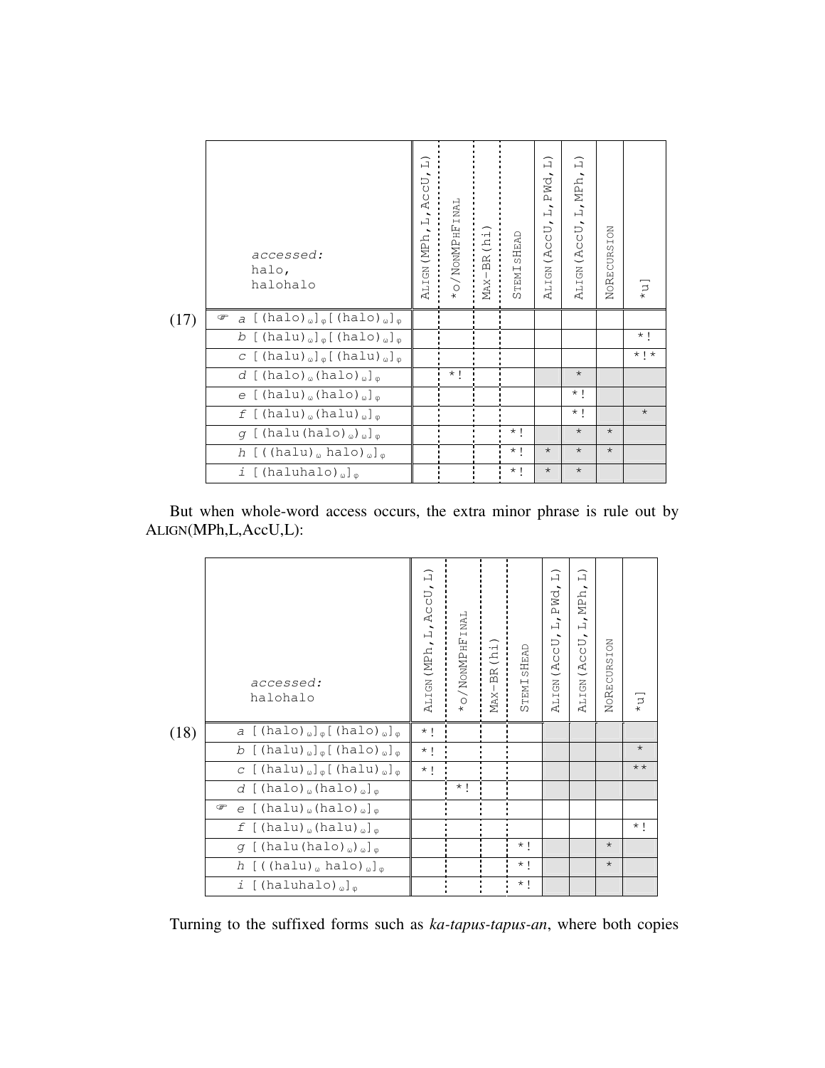(17)

| accessed: halo, halohalo | ALIGN(MPh,L,AccU,L) | *o/NONMPHFINAL | MAX-BR(hi) | STEMISHEAD | ALIGN(AccU,L,PWd,L) | ALIGN(AccU,L,MPh,L) | NORECURSION | *u] |
|---|---|---|---|---|---|---|---|---|
| ☞ a [(halo)$_\omega$]$_\varphi$[(halo)$_\omega$]$_\varphi$ | | | | | | | | |
| b [(halu)$_\omega$]$_\varphi$[(halo)$_\omega$]$_\varphi$ | | | | | | | | *! |
| c [(halu)$_\omega$]$_\varphi$[(halu)$_\omega$]$_\varphi$ | | | | | | | | *!* |
| d [(halo)$_\omega$(halo)$_\omega$]$_\varphi$ | | *! | | | | * | | |
| e [(halu)$_\omega$(halo)$_\omega$]$_\varphi$ | | | | | | *! | | |
| f [(halu)$_\omega$(halu)$_\omega$]$_\varphi$ | | | | | | *! | | * |
| g [(halu(halo)$_\omega$)$_\omega$]$_\varphi$ | | | | *! | | * | * | |
| h [((halu)$_\omega$ halo)$_\omega$]$_\varphi$ | | | | *! | * | * | * | |
| i [(haluhalo)$_\omega$]$_\varphi$ | | | | *! | * | * | | |

But when whole-word access occurs, the extra minor phrase is rule out by ALIGN(MPh,L,AccU,L):

(18)

| accessed: halohalo | ALIGN(MPh,L,AccU,L) | *o/NONMPHFINAL | MAX-BR(hi) | STEMISHEAD | ALIGN(AccU,L,PWd,L) | ALIGN(AccU,L,MPh,L) | NORECURSION | *u] |
|---|---|---|---|---|---|---|---|---|
| a [(halo)$_\omega$]$_\varphi$[(halo)$_\omega$]$_\varphi$ | *! | | | | | | | |
| b [(halu)$_\omega$]$_\varphi$[(halo)$_\omega$]$_\varphi$ | *! | | | | | | | * |
| c [(halu)$_\omega$]$_\varphi$[(halu)$_\omega$]$_\varphi$ | *! | | | | | | | ** |
| d [(halo)$_\omega$(halo)$_\omega$]$_\varphi$ | | *! | | | | | | |
| ☞ e [(halu)$_\omega$(halo)$_\omega$]$_\varphi$ | | | | | | | | |
| f [(halu)$_\omega$(halu)$_\omega$]$_\varphi$ | | | | | | | | *! |
| g [(halu(halo)$_\omega$)$_\omega$]$_\varphi$ | | | | *! | | | * | |
| h [((halu)$_\omega$ halo)$_\omega$]$_\varphi$ | | | | *! | | | * | |
| i [(haluhalo)$_\omega$]$_\varphi$ | | | | *! | | | | |

Turning to the suffixed forms such as *ka-tapus-tapus-an*, where both copies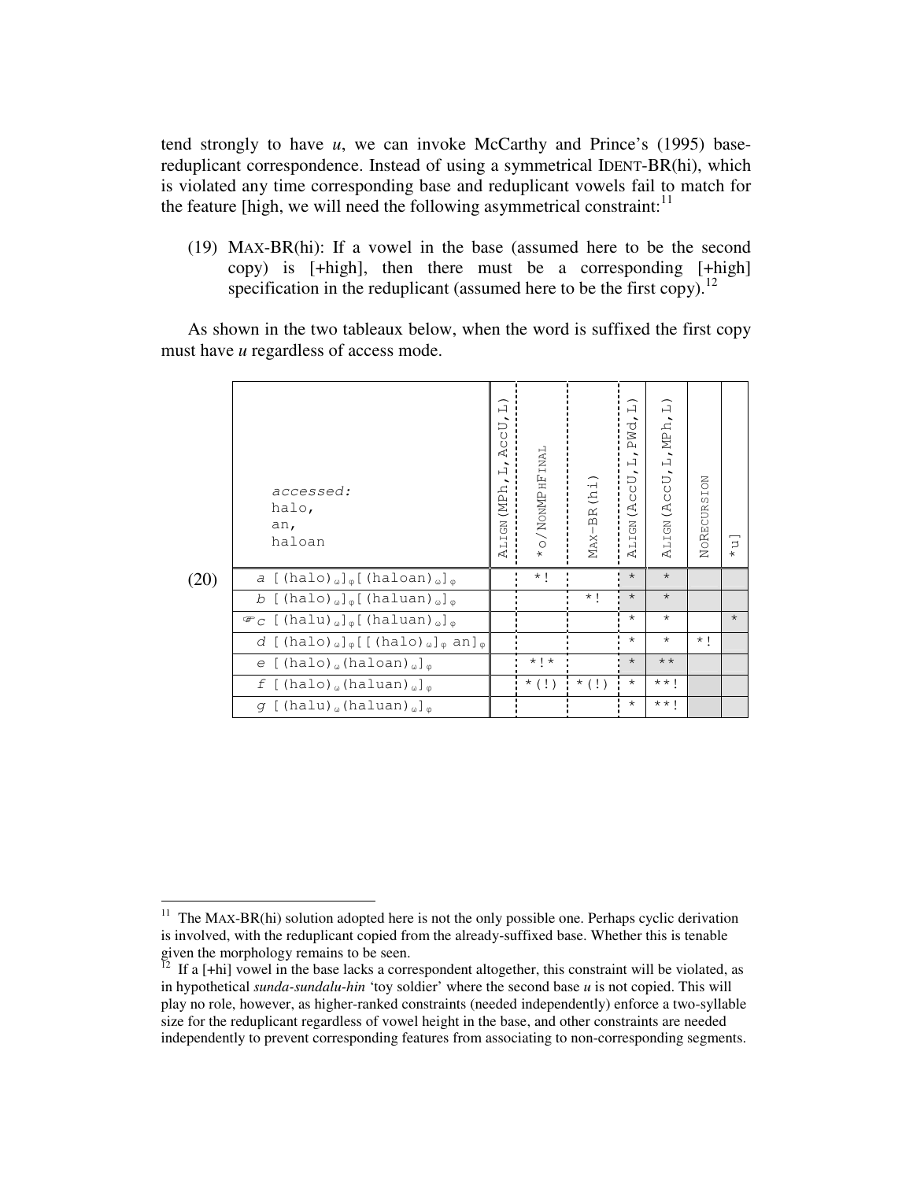tend strongly to have *u*, we can invoke McCarthy and Prince's (1995) base-reduplicant correspondence. Instead of using a symmetrical IDENT-BR(hi), which is violated any time corresponding base and reduplicant vowels fail to match for the feature [high, we will need the following asymmetrical constraint:[11]

(19) MAX-BR(hi): If a vowel in the base (assumed here to be the second copy) is [+high], then there must be a corresponding [+high] specification in the reduplicant (assumed here to be the first copy).[12]

As shown in the two tableaux below, when the word is suffixed the first copy must have *u* regardless of access mode.

(20)

| *accessed:* halo, an, haloan | ALIGN(MPh,L,AccU,L) | *o/NONMPHFINAL | MAX-BR(hi) | ALIGN(AccU,L,PWd,L) | ALIGN(AccU,L,MPh,L) | NORECURSION | *u] |
|---|---|---|---|---|---|---|---|
| *a* [(halo)$_\omega$]$_\varphi$[(haloan)$_\omega$]$_\varphi$ | | *! | | * | * | | |
| *b* [(halo)$_\omega$]$_\varphi$[(haluan)$_\omega$]$_\varphi$ | | | *! | * | * | | |
| ☞*c* [(halu)$_\omega$]$_\varphi$[(haluan)$_\omega$]$_\varphi$ | | | | * | * | | * |
| *d* [(halo)$_\omega$]$_\varphi$[[(halo)$_\omega$]$_\varphi$ an]$_\varphi$ | | | | * | * | *! | |
| *e* [(halo)$_\omega$(haloan)$_\omega$]$_\varphi$ | | *!* | | * | ** | | |
| *f* [(halo)$_\omega$(haluan)$_\omega$]$_\varphi$ | | *(!) | *(!) | * | **! | | |
| *g* [(halu)$_\omega$(haluan)$_\omega$]$_\varphi$ | | | | * | **! | | |

---

[11] The MAX-BR(hi) solution adopted here is not the only possible one. Perhaps cyclic derivation is involved, with the reduplicant copied from the already-suffixed base. Whether this is tenable given the morphology remains to be seen.

[12] If a [+hi] vowel in the base lacks a correspondent altogether, this constraint will be violated, as in hypothetical *sunda-sundalu-hin* 'toy soldier' where the second base *u* is not copied. This will play no role, however, as higher-ranked constraints (needed independently) enforce a two-syllable size for the reduplicant regardless of vowel height in the base, and other constraints are needed independently to prevent corresponding features from associating to non-corresponding segments.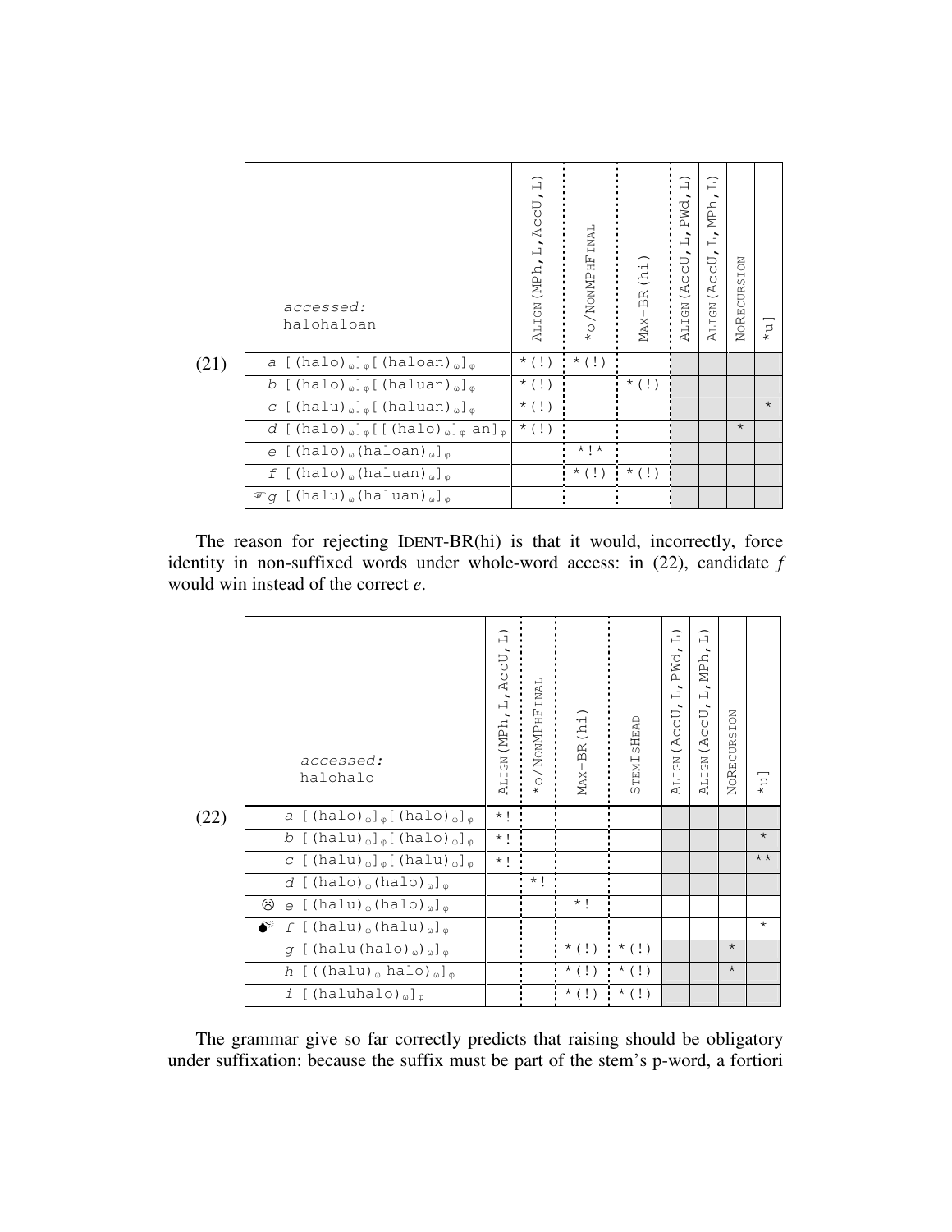(21)

| accessed: halohaloan | ALIGN(MPh, L, AccU, L) | \*o/NONMPHFINAL | MAX-BR(hi) | ALIGN(AccU, L, PWd, L) | ALIGN(AccU, L, MPh, L) | NORECURSION | \*u] |
|---|---|---|---|---|---|---|---|
| *a* [(halo)$_\omega$]$_\varphi$[(haloan)$_\omega$]$_\varphi$ | \*(!) | \*(!) | | | | | |
| *b* [(halo)$_\omega$]$_\varphi$[(haluan)$_\omega$]$_\varphi$ | \*(!) | | \*(!) | | | | |
| *c* [(halu)$_\omega$]$_\varphi$[(haluan)$_\omega$]$_\varphi$ | \*(!) | | | | | | \* |
| *d* [(halo)$_\omega$]$_\varphi$[[(halo)$_\omega$]$_\varphi$ an]$_\varphi$ | \*(!) | | | | | \* | |
| *e* [(halo)$_\omega$(haloan)$_\omega$]$_\varphi$ | | \*!\* | | | | | |
| *f* [(halo)$_\omega$(haluan)$_\omega$]$_\varphi$ | | \*(!) | \*(!) | | | | |
| ☞*g* [(halu)$_\omega$(haluan)$_\omega$]$_\varphi$ | | | | | | | |

The reason for rejecting IDENT-BR(hi) is that it would, incorrectly, force identity in non-suffixed words under whole-word access: in (22), candidate *f* would win instead of the correct *e*.

(22)

| accessed: halohalo | ALIGN(MPh, L, AccU, L) | \*o/NONMPHFINAL | MAX-BR(hi) | STEMISHEAD | ALIGN(AccU, L, PWd, L) | ALIGN(AccU, L, MPh, L) | NORECURSION | \*u] |
|---|---|---|---|---|---|---|---|---|
| *a* [(halo)$_\omega$]$_\varphi$[(halo)$_\omega$]$_\varphi$ | \*! | | | | | | | |
| *b* [(halu)$_\omega$]$_\varphi$[(halo)$_\omega$]$_\varphi$ | \*! | | | | | | | \* |
| *c* [(halu)$_\omega$]$_\varphi$[(halu)$_\omega$]$_\varphi$ | \*! | | | | | | | \*\* |
| *d* [(halo)$_\omega$(halo)$_\omega$]$_\varphi$ | | \*! | | | | | | |
| ☹ *e* [(halu)$_\omega$(halo)$_\omega$]$_\varphi$ | | | \*! | | | | | |
| 💣 *f* [(halu)$_\omega$(halu)$_\omega$]$_\varphi$ | | | | | | | | \* |
| *g* [(halu(halo)$_\omega$)$_\omega$]$_\varphi$ | | | \*(!) | \*(!) | | | \* | |
| *h* [((halu)$_\omega$ halo)$_\omega$]$_\varphi$ | | | \*(!) | \*(!) | | | \* | |
| *i* [(haluhalo)$_\omega$]$_\varphi$ | | | \*(!) | \*(!) | | | | |

The grammar give so far correctly predicts that raising should be obligatory under suffixation: because the suffix must be part of the stem's p-word, a fortiori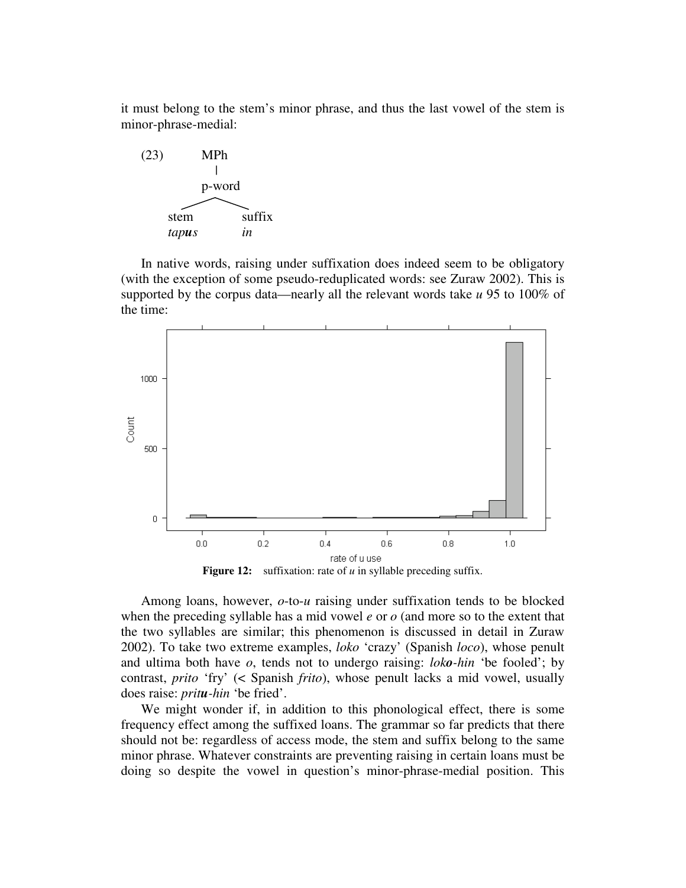it must belong to the stem's minor phrase, and thus the last vowel of the stem is minor-phrase-medial:

```
(23)        MPh
             |
           p-word
          /      \
       stem      suffix
       tapus     in
```

In native words, raising under suffixation does indeed seem to be obligatory (with the exception of some pseudo-reduplicated words: see Zuraw 2002). This is supported by the corpus data—nearly all the relevant words take *u* 95 to 100% of the time:

**Figure 12:** suffixation: rate of *u* in syllable preceding suffix.

Among loans, however, *o*-to-*u* raising under suffixation tends to be blocked when the preceding syllable has a mid vowel *e* or *o* (and more so to the extent that the two syllables are similar; this phenomenon is discussed in detail in Zuraw 2002). To take two extreme examples, *loko* 'crazy' (Spanish *loco*), whose penult and ultima both have *o*, tends not to undergo raising: *lok**o**-hin* 'be fooled'; by contrast, *prito* 'fry' (< Spanish *frito*), whose penult lacks a mid vowel, usually does raise: *prit**u**-hin* 'be fried'.

We might wonder if, in addition to this phonological effect, there is some frequency effect among the suffixed loans. The grammar so far predicts that there should not be: regardless of access mode, the stem and suffix belong to the same minor phrase. Whatever constraints are preventing raising in certain loans must be doing so despite the vowel in question's minor-phrase-medial position. This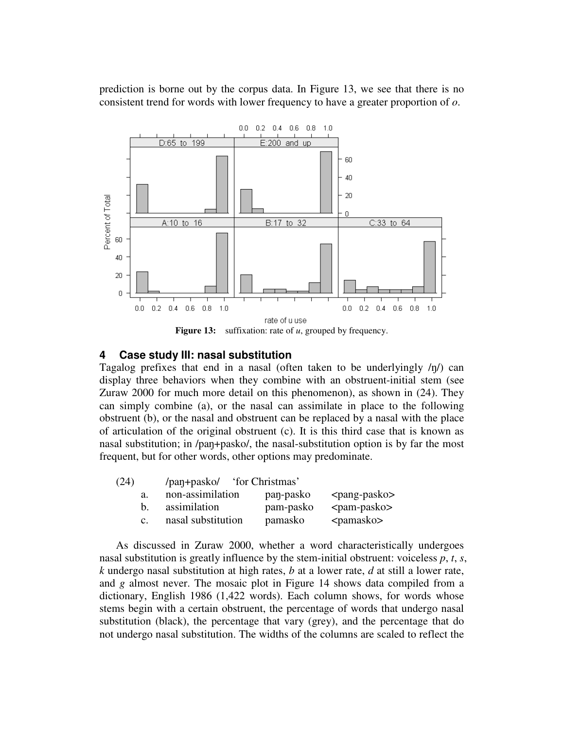prediction is borne out by the corpus data. In Figure 13, we see that there is no consistent trend for words with lower frequency to have a greater proportion of *o*.

**Figure 13:** suffixation: rate of *u*, grouped by frequency.

## 4 Case study III: nasal substitution

Tagalog prefixes that end in a nasal (often taken to be underlyingly /ŋ/) can display three behaviors when they combine with an obstruent-initial stem (see Zuraw 2000 for much more detail on this phenomenon), as shown in (24). They can simply combine (a), or the nasal can assimilate in place to the following obstruent (b), or the nasal and obstruent can be replaced by a nasal with the place of articulation of the original obstruent (c). It is this third case that is known as nasal substitution; in /paŋ+pasko/, the nasal-substitution option is by far the most frequent, but for other words, other options may predominate.

(24) /paŋ+pasko/ 'for Christmas'

| | | | |
|---|---|---|---|
| a. | non-assimilation | paŋ-pasko | <pang-pasko> |
| b. | assimilation | pam-pasko | <pam-pasko> |
| c. | nasal substitution | pamasko | <pamasko> |

As discussed in Zuraw 2000, whether a word characteristically undergoes nasal substitution is greatly influence by the stem-initial obstruent: voiceless *p*, *t*, *s*, *k* undergo nasal substitution at high rates, *b* at a lower rate, *d* at still a lower rate, and *g* almost never. The mosaic plot in Figure 14 shows data compiled from a dictionary, English 1986 (1,422 words). Each column shows, for words whose stems begin with a certain obstruent, the percentage of words that undergo nasal substitution (black), the percentage that vary (grey), and the percentage that do not undergo nasal substitution. The widths of the columns are scaled to reflect the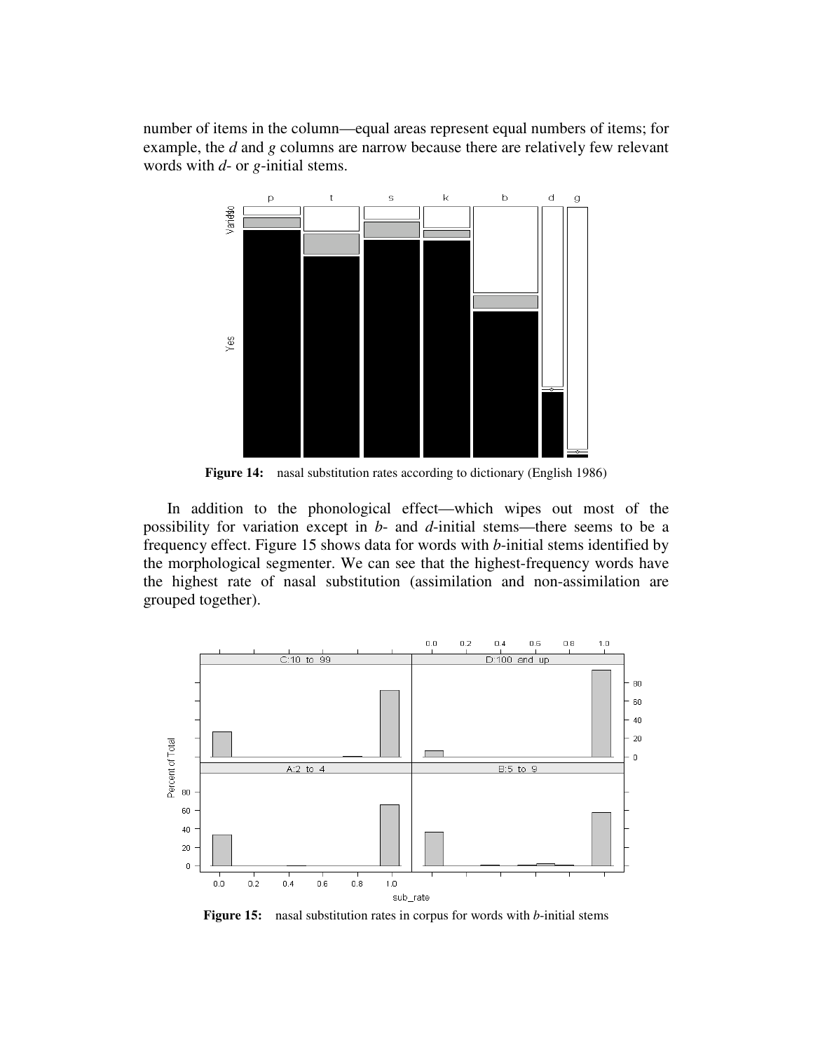number of items in the column—equal areas represent equal numbers of items; for example, the *d* and *g* columns are narrow because there are relatively few relevant words with *d*- or *g*-initial stems.

**Figure 14:** nasal substitution rates according to dictionary (English 1986)

In addition to the phonological effect—which wipes out most of the possibility for variation except in *b*- and *d*-initial stems—there seems to be a frequency effect. Figure 15 shows data for words with *b*-initial stems identified by the morphological segmenter. We can see that the highest-frequency words have the highest rate of nasal substitution (assimilation and non-assimilation are grouped together).

**Figure 15:** nasal substitution rates in corpus for words with *b*-initial stems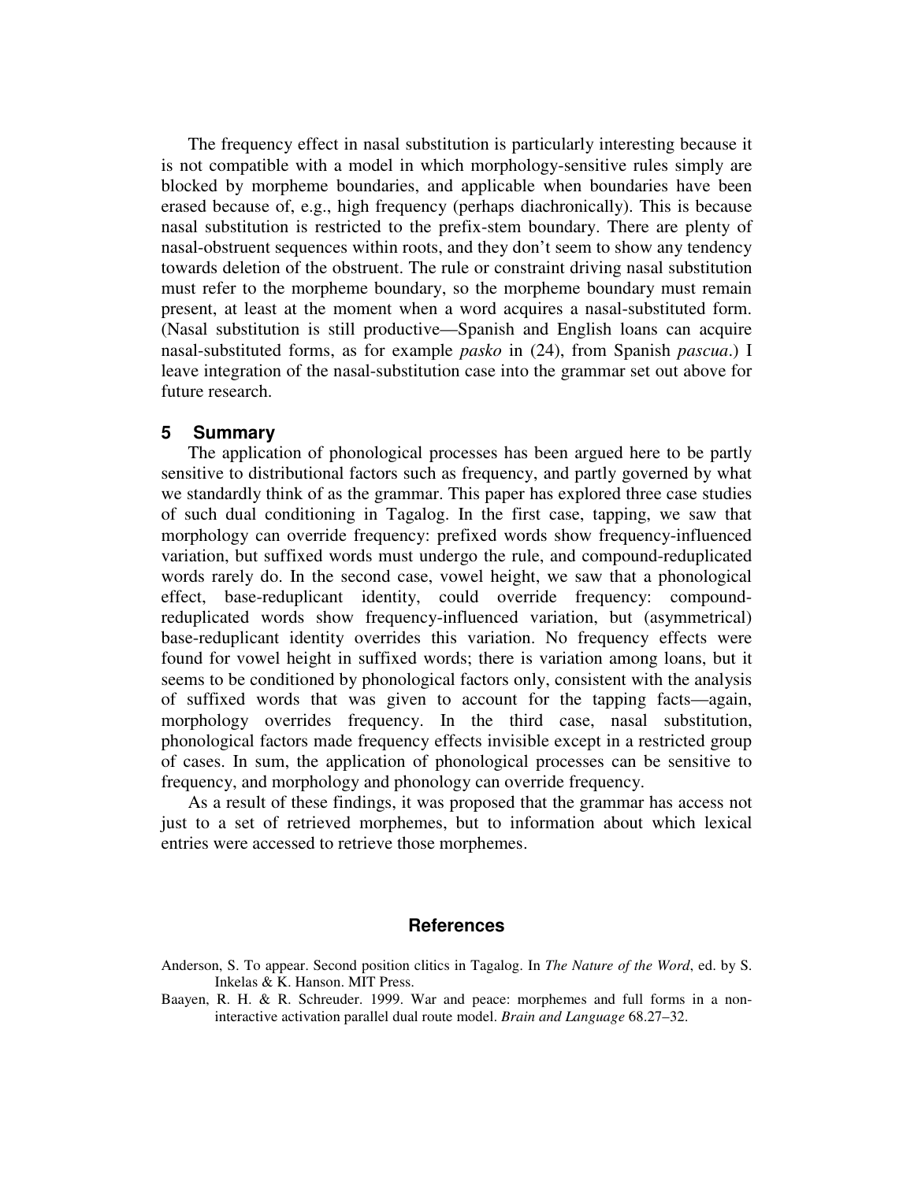The frequency effect in nasal substitution is particularly interesting because it is not compatible with a model in which morphology-sensitive rules simply are blocked by morpheme boundaries, and applicable when boundaries have been erased because of, e.g., high frequency (perhaps diachronically). This is because nasal substitution is restricted to the prefix-stem boundary. There are plenty of nasal-obstruent sequences within roots, and they don't seem to show any tendency towards deletion of the obstruent. The rule or constraint driving nasal substitution must refer to the morpheme boundary, so the morpheme boundary must remain present, at least at the moment when a word acquires a nasal-substituted form. (Nasal substitution is still productive—Spanish and English loans can acquire nasal-substituted forms, as for example *pasko* in (24), from Spanish *pascua*.) I leave integration of the nasal-substitution case into the grammar set out above for future research.

## 5 Summary

The application of phonological processes has been argued here to be partly sensitive to distributional factors such as frequency, and partly governed by what we standardly think of as the grammar. This paper has explored three case studies of such dual conditioning in Tagalog. In the first case, tapping, we saw that morphology can override frequency: prefixed words show frequency-influenced variation, but suffixed words must undergo the rule, and compound-reduplicated words rarely do. In the second case, vowel height, we saw that a phonological effect, base-reduplicant identity, could override frequency: compound-reduplicated words show frequency-influenced variation, but (asymmetrical) base-reduplicant identity overrides this variation. No frequency effects were found for vowel height in suffixed words; there is variation among loans, but it seems to be conditioned by phonological factors only, consistent with the analysis of suffixed words that was given to account for the tapping facts—again, morphology overrides frequency. In the third case, nasal substitution, phonological factors made frequency effects invisible except in a restricted group of cases. In sum, the application of phonological processes can be sensitive to frequency, and morphology and phonology can override frequency.

As a result of these findings, it was proposed that the grammar has access not just to a set of retrieved morphemes, but to information about which lexical entries were accessed to retrieve those morphemes.

## References

Anderson, S. To appear. Second position clitics in Tagalog. In *The Nature of the Word*, ed. by S. Inkelas & K. Hanson. MIT Press.

Baayen, R. H. & R. Schreuder. 1999. War and peace: morphemes and full forms in a non-interactive activation parallel dual route model. *Brain and Language* 68.27–32.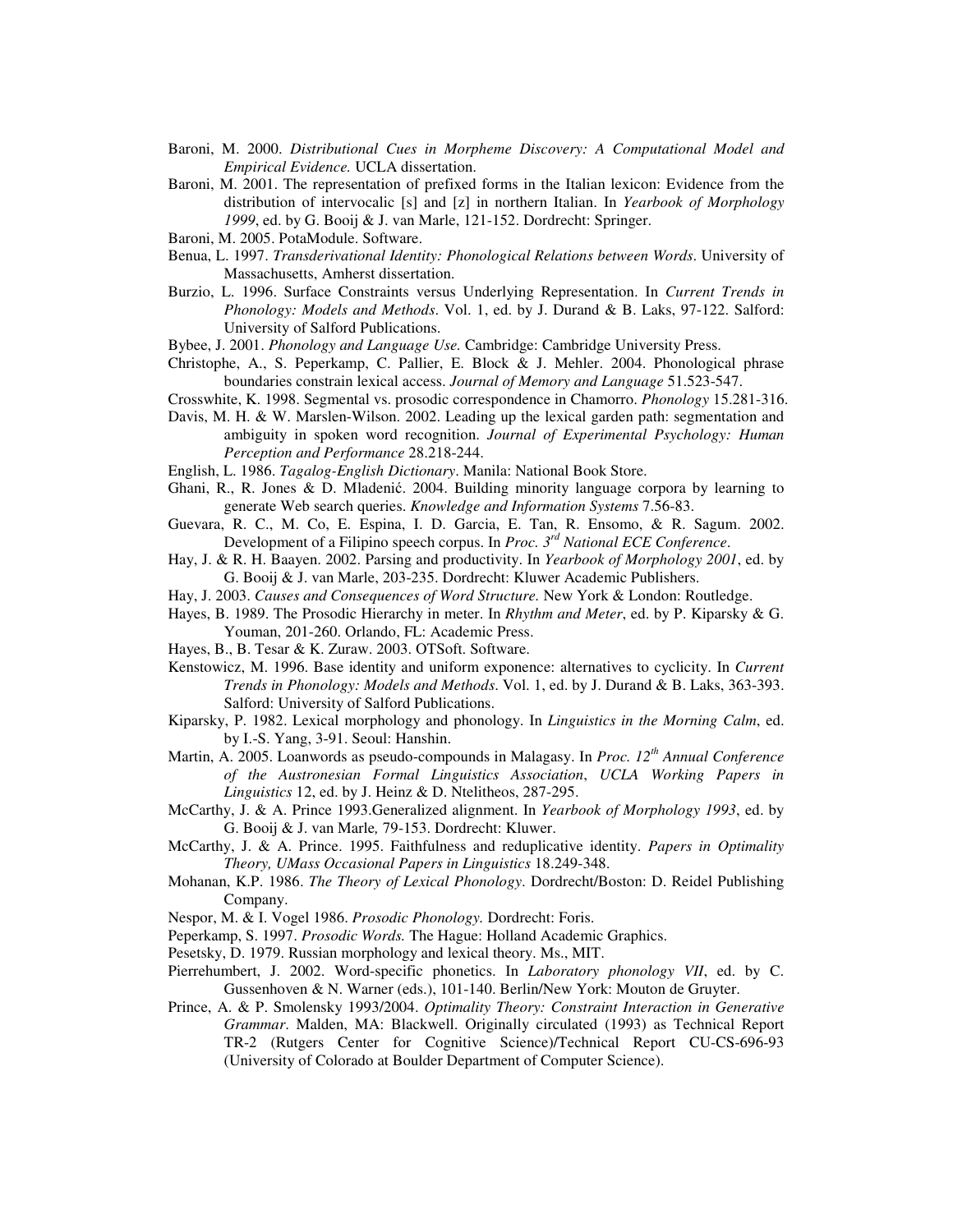Baroni, M. 2000. *Distributional Cues in Morpheme Discovery: A Computational Model and Empirical Evidence.* UCLA dissertation.

Baroni, M. 2001. The representation of prefixed forms in the Italian lexicon: Evidence from the distribution of intervocalic [s] and [z] in northern Italian. In *Yearbook of Morphology 1999*, ed. by G. Booij & J. van Marle, 121-152. Dordrecht: Springer.

Baroni, M. 2005. PotaModule. Software.

Benua, L. 1997. *Transderivational Identity: Phonological Relations between Words*. University of Massachusetts, Amherst dissertation.

Burzio, L. 1996. Surface Constraints versus Underlying Representation. In *Current Trends in Phonology: Models and Methods*. Vol. 1, ed. by J. Durand & B. Laks, 97-122. Salford: University of Salford Publications.

Bybee, J. 2001. *Phonology and Language Use.* Cambridge: Cambridge University Press.

Christophe, A., S. Peperkamp, C. Pallier, E. Block & J. Mehler. 2004. Phonological phrase boundaries constrain lexical access. *Journal of Memory and Language* 51.523-547.

Crosswhite, K. 1998. Segmental vs. prosodic correspondence in Chamorro. *Phonology* 15.281-316.

Davis, M. H. & W. Marslen-Wilson. 2002. Leading up the lexical garden path: segmentation and ambiguity in spoken word recognition. *Journal of Experimental Psychology: Human Perception and Performance* 28.218-244.

English, L. 1986. *Tagalog-English Dictionary*. Manila: National Book Store.

Ghani, R., R. Jones & D. Mladenić. 2004. Building minority language corpora by learning to generate Web search queries. *Knowledge and Information Systems* 7.56-83.

Guevara, R. C., M. Co, E. Espina, I. D. Garcia, E. Tan, R. Ensomo, & R. Sagum. 2002. Development of a Filipino speech corpus. In *Proc. 3rd National ECE Conference*.

Hay, J. & R. H. Baayen. 2002. Parsing and productivity. In *Yearbook of Morphology 2001*, ed. by G. Booij & J. van Marle, 203-235. Dordrecht: Kluwer Academic Publishers.

Hay, J. 2003. *Causes and Consequences of Word Structure.* New York & London: Routledge.

Hayes, B. 1989. The Prosodic Hierarchy in meter. In *Rhythm and Meter*, ed. by P. Kiparsky & G. Youman, 201-260. Orlando, FL: Academic Press.

Hayes, B., B. Tesar & K. Zuraw. 2003. OTSoft. Software.

Kenstowicz, M. 1996. Base identity and uniform exponence: alternatives to cyclicity. In *Current Trends in Phonology: Models and Methods*. Vol. 1, ed. by J. Durand & B. Laks, 363-393. Salford: University of Salford Publications.

Kiparsky, P. 1982. Lexical morphology and phonology. In *Linguistics in the Morning Calm*, ed. by I.-S. Yang, 3-91. Seoul: Hanshin.

Martin, A. 2005. Loanwords as pseudo-compounds in Malagasy. In *Proc. 12th Annual Conference of the Austronesian Formal Linguistics Association*, *UCLA Working Papers in Linguistics* 12, ed. by J. Heinz & D. Ntelitheos, 287-295.

McCarthy, J. & A. Prince 1993.Generalized alignment. In *Yearbook of Morphology 1993*, ed. by G. Booij & J. van Marle*,* 79-153. Dordrecht: Kluwer.

McCarthy, J. & A. Prince. 1995. Faithfulness and reduplicative identity. *Papers in Optimality Theory, UMass Occasional Papers in Linguistics* 18.249-348.

Mohanan, K.P. 1986. *The Theory of Lexical Phonology*. Dordrecht/Boston: D. Reidel Publishing Company.

Nespor, M. & I. Vogel 1986. *Prosodic Phonology.* Dordrecht: Foris.

Peperkamp, S. 1997. *Prosodic Words.* The Hague: Holland Academic Graphics.

Pesetsky, D. 1979. Russian morphology and lexical theory. Ms., MIT.

Pierrehumbert, J. 2002. Word-specific phonetics. In *Laboratory phonology VII*, ed. by C. Gussenhoven & N. Warner (eds.), 101-140. Berlin/New York: Mouton de Gruyter.

Prince, A. & P. Smolensky 1993/2004. *Optimality Theory: Constraint Interaction in Generative Grammar*. Malden, MA: Blackwell. Originally circulated (1993) as Technical Report TR-2 (Rutgers Center for Cognitive Science)/Technical Report CU-CS-696-93 (University of Colorado at Boulder Department of Computer Science).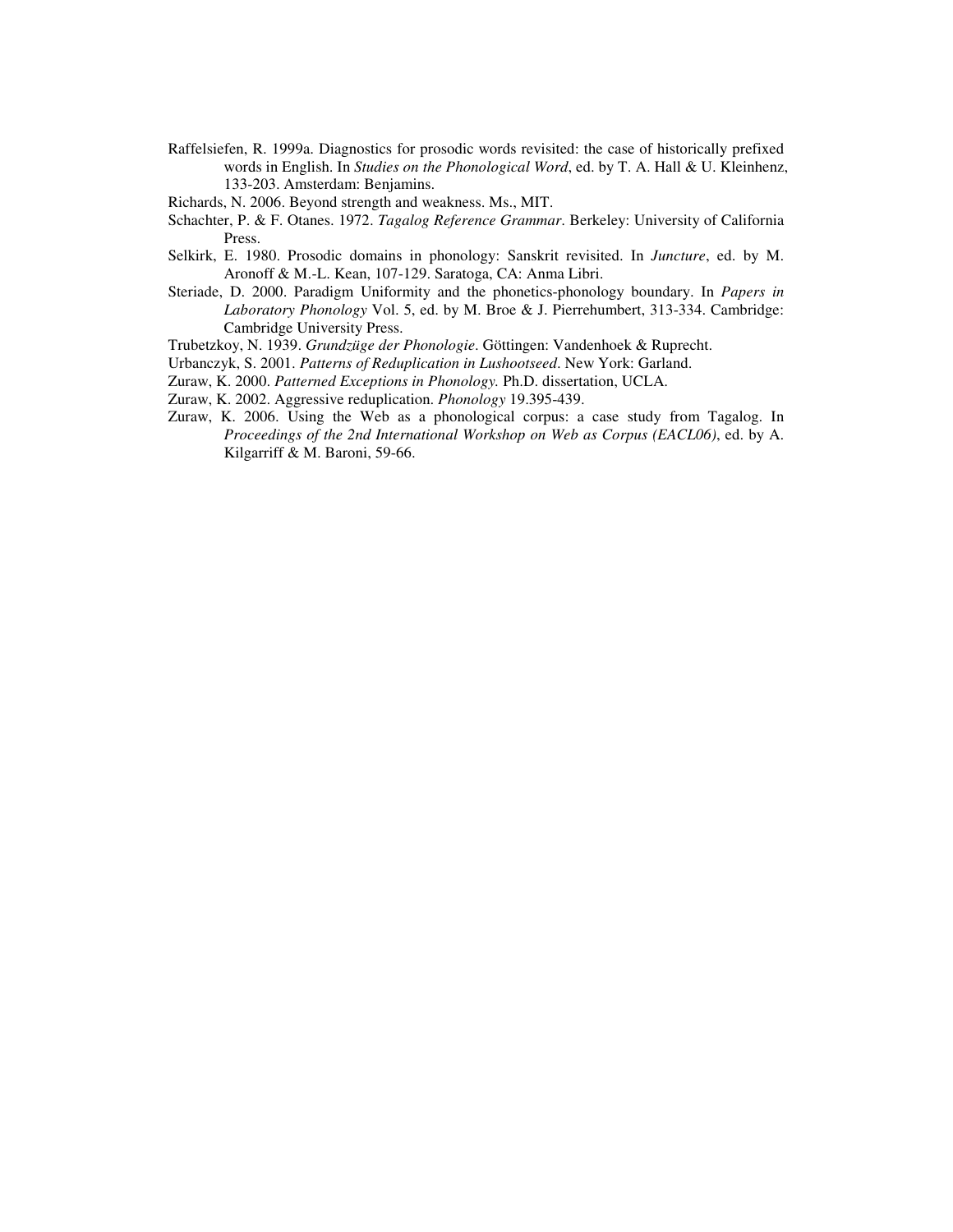Raffelsiefen, R. 1999a. Diagnostics for prosodic words revisited: the case of historically prefixed words in English. In *Studies on the Phonological Word*, ed. by T. A. Hall & U. Kleinhenz, 133-203. Amsterdam: Benjamins.

Richards, N. 2006. Beyond strength and weakness. Ms., MIT.

Schachter, P. & F. Otanes. 1972. *Tagalog Reference Grammar*. Berkeley: University of California Press.

Selkirk, E. 1980. Prosodic domains in phonology: Sanskrit revisited. In *Juncture*, ed. by M. Aronoff & M.-L. Kean, 107-129. Saratoga, CA: Anma Libri.

Steriade, D. 2000. Paradigm Uniformity and the phonetics-phonology boundary. In *Papers in Laboratory Phonology* Vol. 5, ed. by M. Broe & J. Pierrehumbert, 313-334. Cambridge: Cambridge University Press.

Trubetzkoy, N. 1939. *Grundzüge der Phonologie*. Göttingen: Vandenhoek & Ruprecht.

Urbanczyk, S. 2001. *Patterns of Reduplication in Lushootseed*. New York: Garland.

Zuraw, K. 2000. *Patterned Exceptions in Phonology.* Ph.D. dissertation, UCLA.

Zuraw, K. 2002. Aggressive reduplication. *Phonology* 19.395-439.

Zuraw, K. 2006. Using the Web as a phonological corpus: a case study from Tagalog. In *Proceedings of the 2nd International Workshop on Web as Corpus (EACL06)*, ed. by A. Kilgarriff & M. Baroni, 59-66.